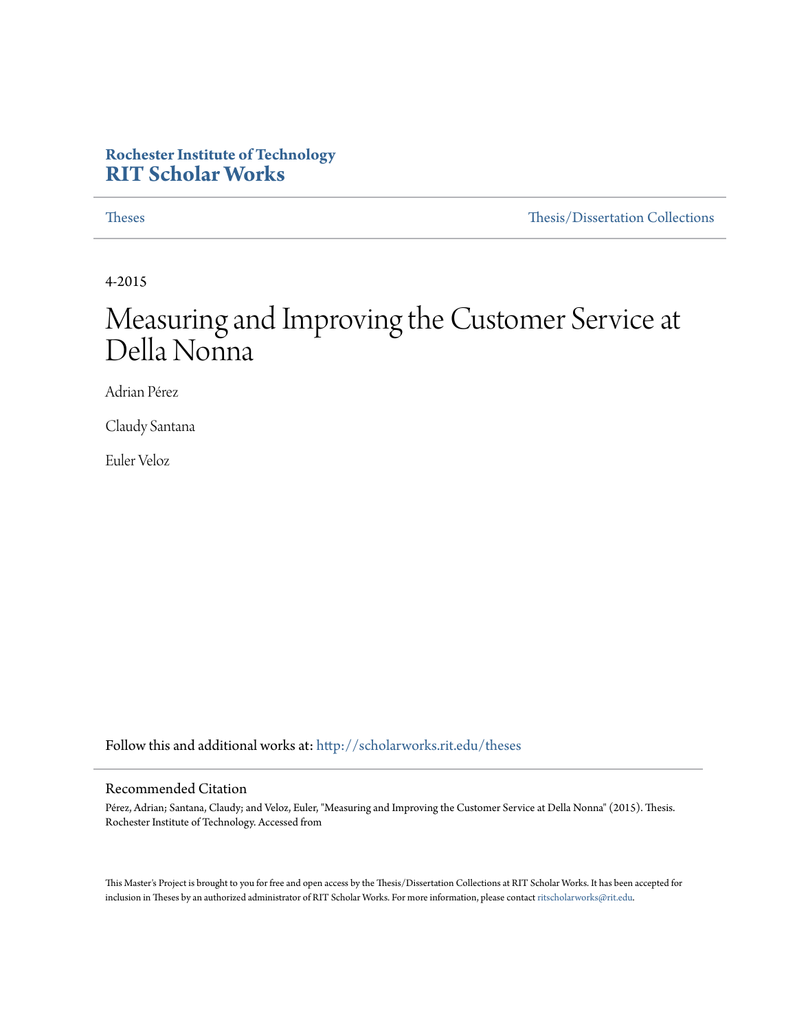**Rochester Institute of Technology**
**RIT Scholar Works**

Theses | Thesis/Dissertation Collections

4-2015

# Measuring and Improving the Customer Service at Della Nonna

Adrian Pérez

Claudy Santana

Euler Veloz

Follow this and additional works at: http://scholarworks.rit.edu/theses

## Recommended Citation

Pérez, Adrian; Santana, Claudy; and Veloz, Euler, "Measuring and Improving the Customer Service at Della Nonna" (2015). Thesis. Rochester Institute of Technology. Accessed from

This Master's Project is brought to you for free and open access by the Thesis/Dissertation Collections at RIT Scholar Works. It has been accepted for inclusion in Theses by an authorized administrator of RIT Scholar Works. For more information, please contact ritscholarworks@rit.edu.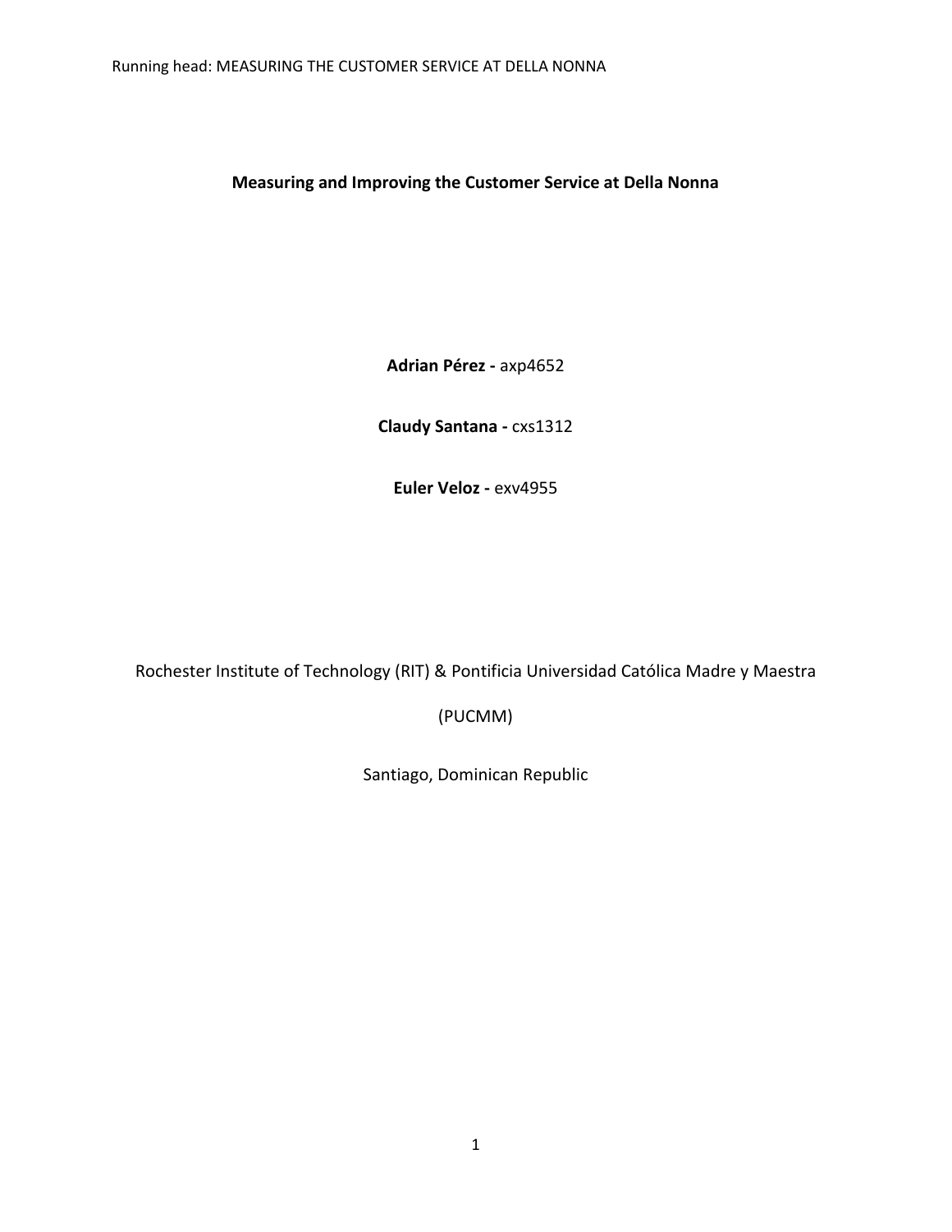**Measuring and Improving the Customer Service at Della Nonna**

**Adrian Pérez -** axp4652

**Claudy Santana -** cxs1312

**Euler Veloz -** exv4955

Rochester Institute of Technology (RIT) & Pontificia Universidad Católica Madre y Maestra

(PUCMM)

Santiago, Dominican Republic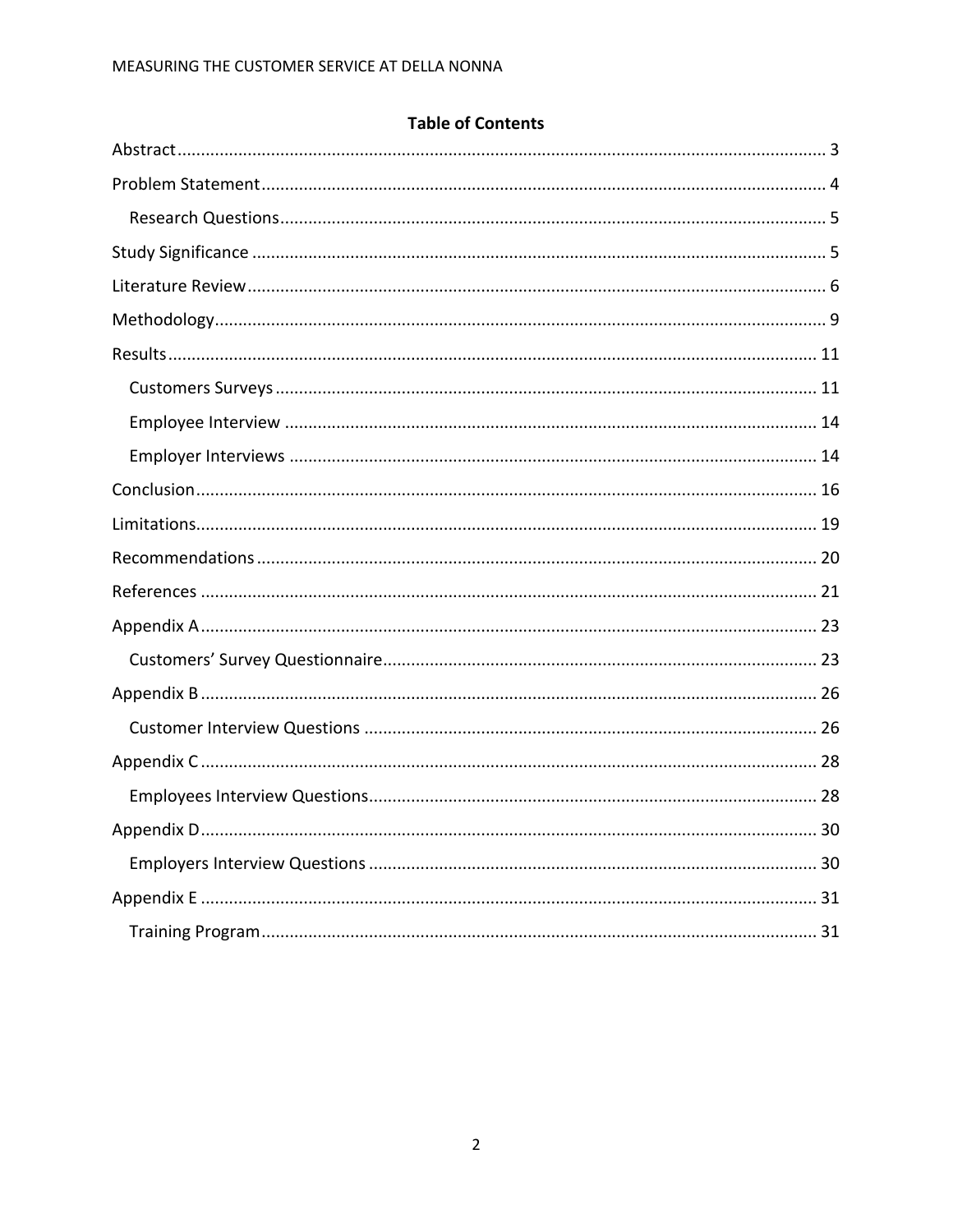## Table of Contents

- Abstract ... 3
- Problem Statement ... 4
  - Research Questions ... 5
- Study Significance ... 5
- Literature Review ... 6
- Methodology ... 9
- Results ... 11
  - Customers Surveys ... 11
  - Employee Interview ... 14
  - Employer Interviews ... 14
- Conclusion ... 16
- Limitations ... 19
- Recommendations ... 20
- References ... 21
- Appendix A ... 23
  - Customers' Survey Questionnaire ... 23
- Appendix B ... 26
  - Customer Interview Questions ... 26
- Appendix C ... 28
  - Employees Interview Questions ... 28
- Appendix D ... 30
  - Employers Interview Questions ... 30
- Appendix E ... 31
  - Training Program ... 31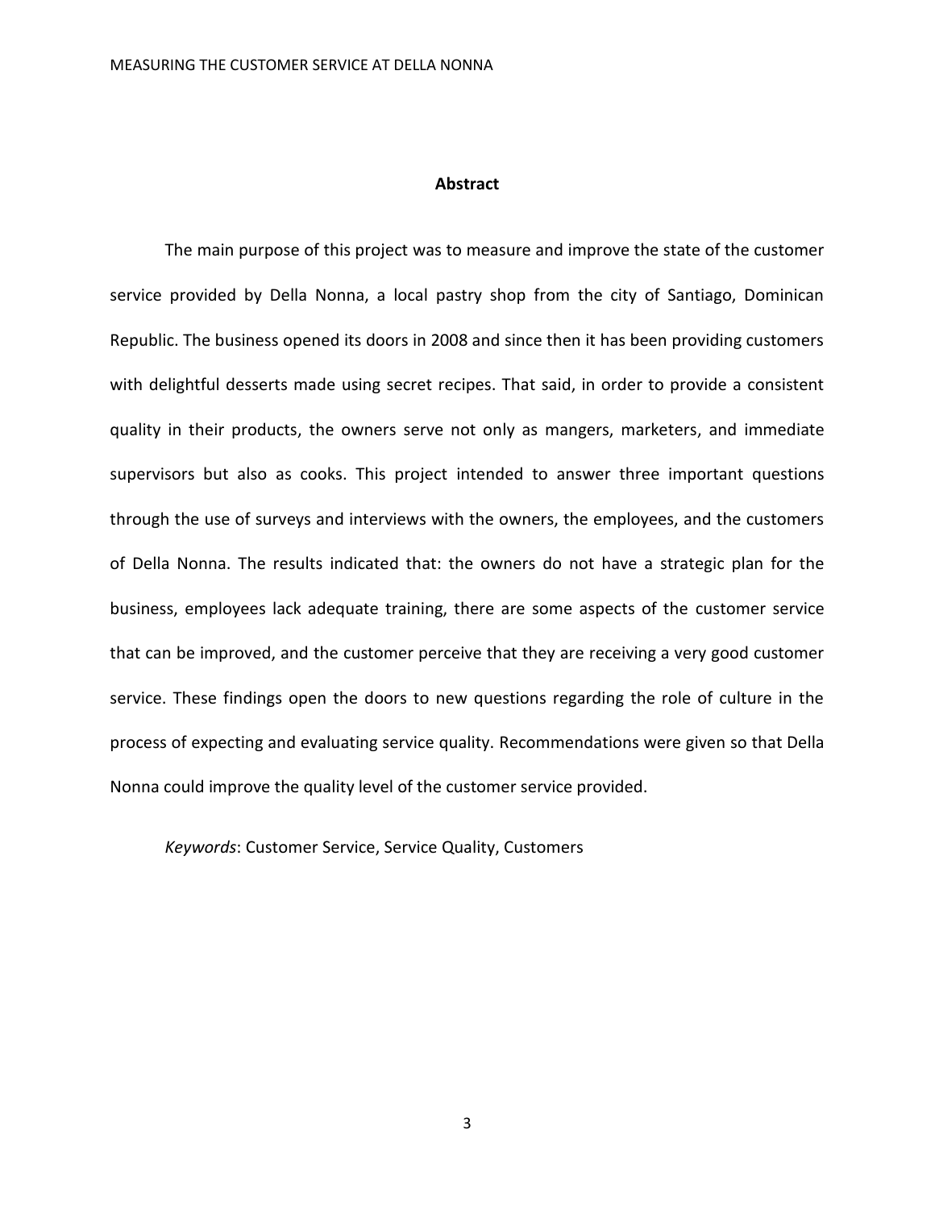# Abstract

The main purpose of this project was to measure and improve the state of the customer service provided by Della Nonna, a local pastry shop from the city of Santiago, Dominican Republic. The business opened its doors in 2008 and since then it has been providing customers with delightful desserts made using secret recipes. That said, in order to provide a consistent quality in their products, the owners serve not only as mangers, marketers, and immediate supervisors but also as cooks. This project intended to answer three important questions through the use of surveys and interviews with the owners, the employees, and the customers of Della Nonna. The results indicated that: the owners do not have a strategic plan for the business, employees lack adequate training, there are some aspects of the customer service that can be improved, and the customer perceive that they are receiving a very good customer service. These findings open the doors to new questions regarding the role of culture in the process of expecting and evaluating service quality. Recommendations were given so that Della Nonna could improve the quality level of the customer service provided.

*Keywords*: Customer Service, Service Quality, Customers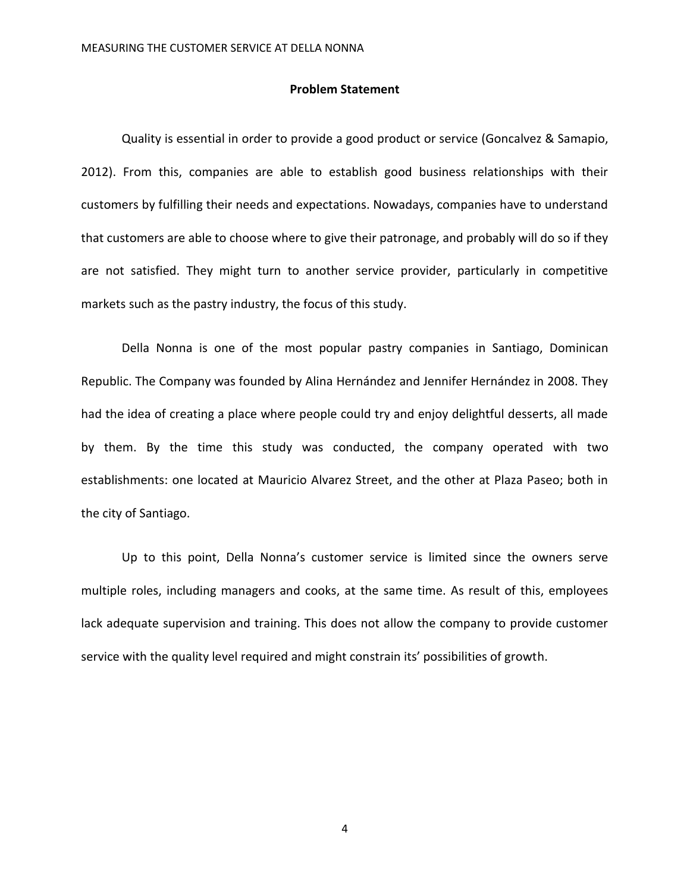## Problem Statement

Quality is essential in order to provide a good product or service (Goncalvez & Samapio, 2012). From this, companies are able to establish good business relationships with their customers by fulfilling their needs and expectations. Nowadays, companies have to understand that customers are able to choose where to give their patronage, and probably will do so if they are not satisfied. They might turn to another service provider, particularly in competitive markets such as the pastry industry, the focus of this study.

Della Nonna is one of the most popular pastry companies in Santiago, Dominican Republic. The Company was founded by Alina Hernández and Jennifer Hernández in 2008. They had the idea of creating a place where people could try and enjoy delightful desserts, all made by them. By the time this study was conducted, the company operated with two establishments: one located at Mauricio Alvarez Street, and the other at Plaza Paseo; both in the city of Santiago.

Up to this point, Della Nonna's customer service is limited since the owners serve multiple roles, including managers and cooks, at the same time. As result of this, employees lack adequate supervision and training. This does not allow the company to provide customer service with the quality level required and might constrain its' possibilities of growth.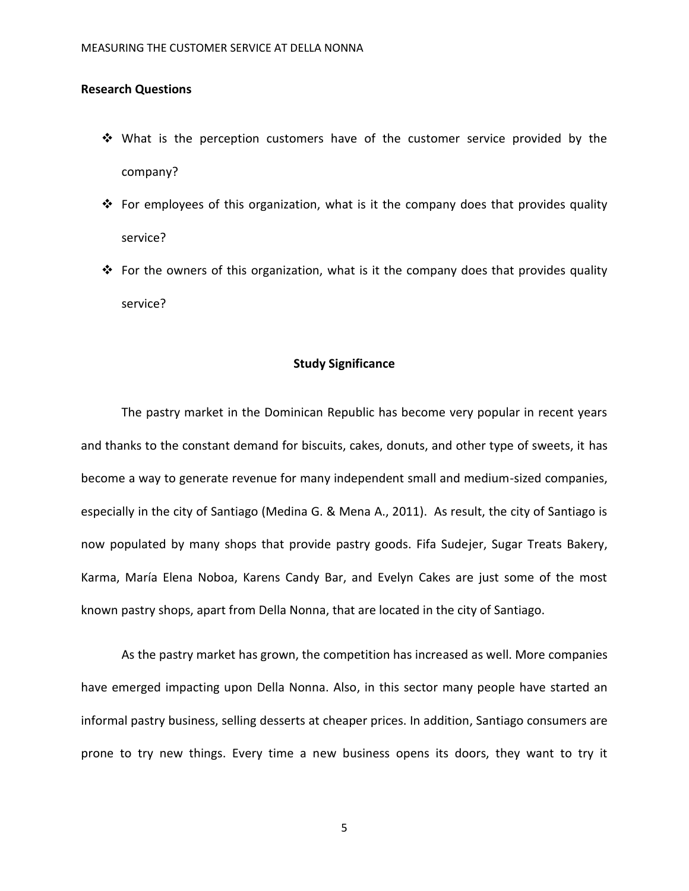**Research Questions**

- What is the perception customers have of the customer service provided by the company?
- For employees of this organization, what is it the company does that provides quality service?
- For the owners of this organization, what is it the company does that provides quality service?

## Study Significance

The pastry market in the Dominican Republic has become very popular in recent years and thanks to the constant demand for biscuits, cakes, donuts, and other type of sweets, it has become a way to generate revenue for many independent small and medium-sized companies, especially in the city of Santiago (Medina G. & Mena A., 2011). As result, the city of Santiago is now populated by many shops that provide pastry goods. Fifa Sudejer, Sugar Treats Bakery, Karma, María Elena Noboa, Karens Candy Bar, and Evelyn Cakes are just some of the most known pastry shops, apart from Della Nonna, that are located in the city of Santiago.

As the pastry market has grown, the competition has increased as well. More companies have emerged impacting upon Della Nonna. Also, in this sector many people have started an informal pastry business, selling desserts at cheaper prices. In addition, Santiago consumers are prone to try new things. Every time a new business opens its doors, they want to try it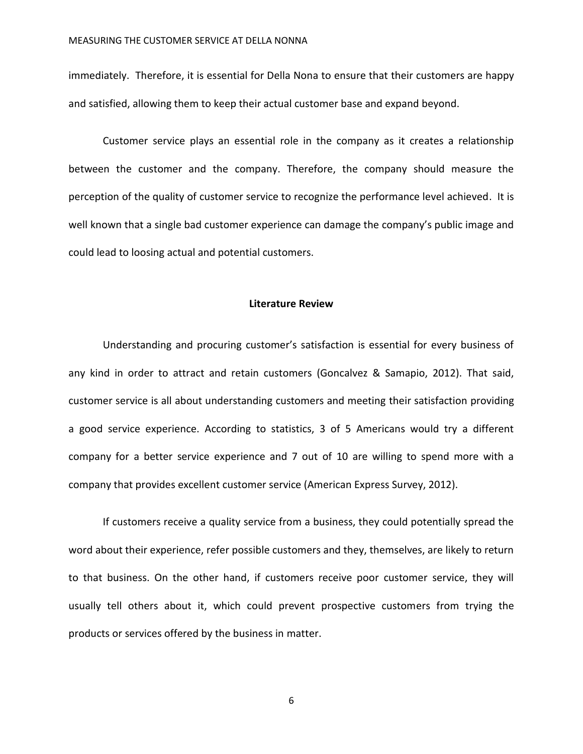immediately. Therefore, it is essential for Della Nona to ensure that their customers are happy and satisfied, allowing them to keep their actual customer base and expand beyond.

Customer service plays an essential role in the company as it creates a relationship between the customer and the company. Therefore, the company should measure the perception of the quality of customer service to recognize the performance level achieved. It is well known that a single bad customer experience can damage the company's public image and could lead to loosing actual and potential customers.

## Literature Review

Understanding and procuring customer's satisfaction is essential for every business of any kind in order to attract and retain customers (Goncalvez & Samapio, 2012). That said, customer service is all about understanding customers and meeting their satisfaction providing a good service experience. According to statistics, 3 of 5 Americans would try a different company for a better service experience and 7 out of 10 are willing to spend more with a company that provides excellent customer service (American Express Survey, 2012).

If customers receive a quality service from a business, they could potentially spread the word about their experience, refer possible customers and they, themselves, are likely to return to that business. On the other hand, if customers receive poor customer service, they will usually tell others about it, which could prevent prospective customers from trying the products or services offered by the business in matter.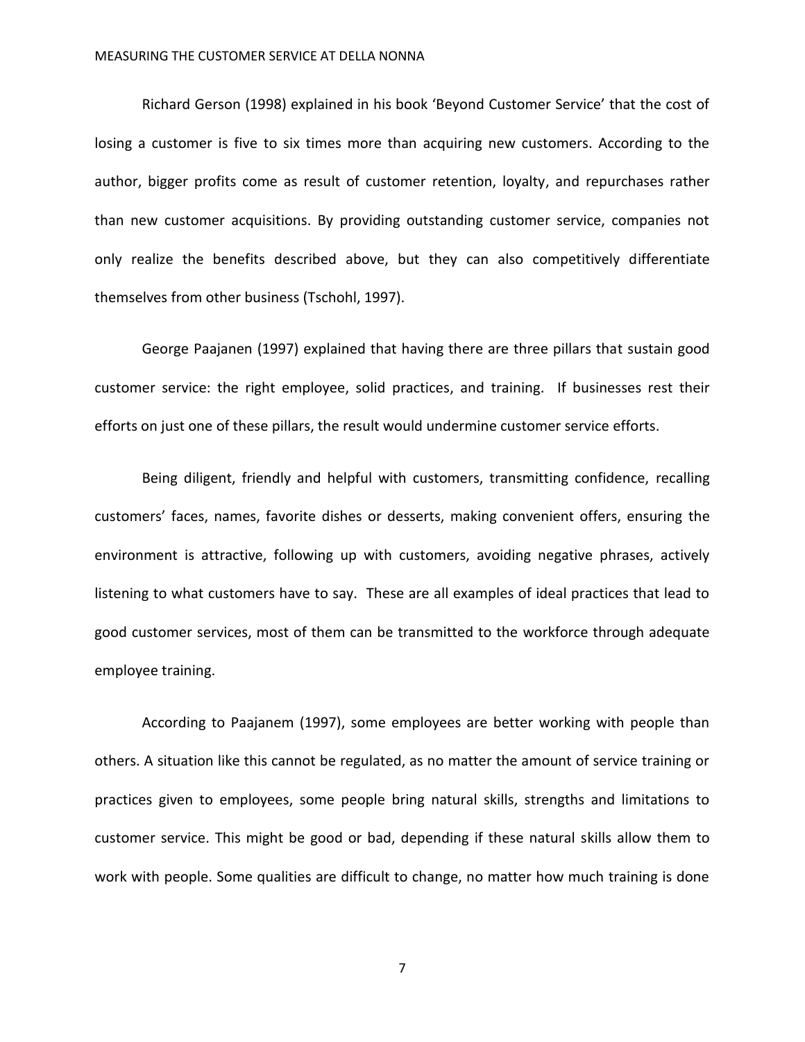Richard Gerson (1998) explained in his book 'Beyond Customer Service' that the cost of losing a customer is five to six times more than acquiring new customers. According to the author, bigger profits come as result of customer retention, loyalty, and repurchases rather than new customer acquisitions. By providing outstanding customer service, companies not only realize the benefits described above, but they can also competitively differentiate themselves from other business (Tschohl, 1997).

George Paajanen (1997) explained that having there are three pillars that sustain good customer service: the right employee, solid practices, and training. If businesses rest their efforts on just one of these pillars, the result would undermine customer service efforts.

Being diligent, friendly and helpful with customers, transmitting confidence, recalling customers' faces, names, favorite dishes or desserts, making convenient offers, ensuring the environment is attractive, following up with customers, avoiding negative phrases, actively listening to what customers have to say. These are all examples of ideal practices that lead to good customer services, most of them can be transmitted to the workforce through adequate employee training.

According to Paajanem (1997), some employees are better working with people than others. A situation like this cannot be regulated, as no matter the amount of service training or practices given to employees, some people bring natural skills, strengths and limitations to customer service. This might be good or bad, depending if these natural skills allow them to work with people. Some qualities are difficult to change, no matter how much training is done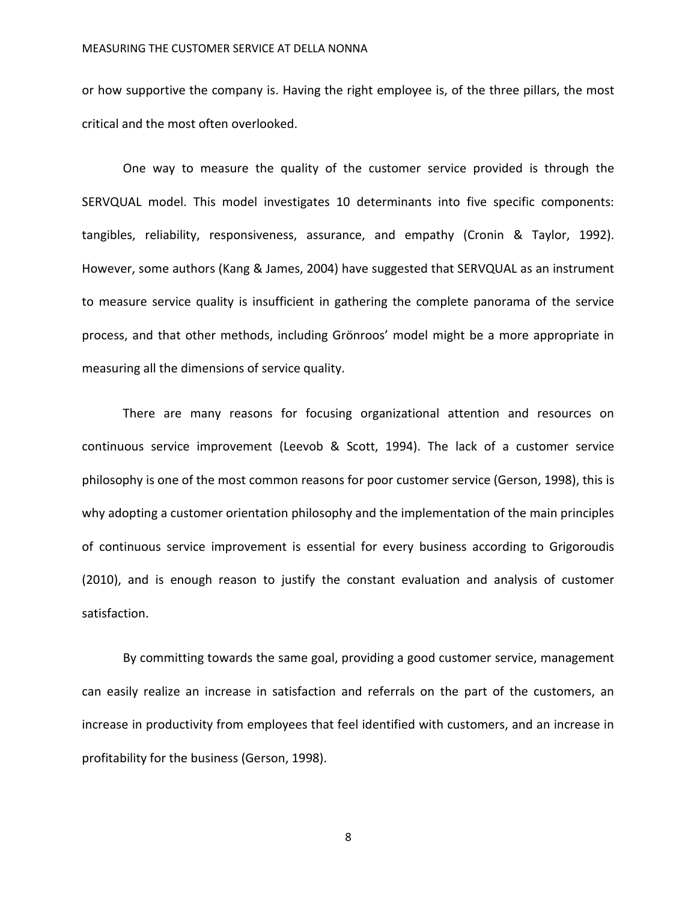or how supportive the company is. Having the right employee is, of the three pillars, the most critical and the most often overlooked.

One way to measure the quality of the customer service provided is through the SERVQUAL model. This model investigates 10 determinants into five specific components: tangibles, reliability, responsiveness, assurance, and empathy (Cronin & Taylor, 1992). However, some authors (Kang & James, 2004) have suggested that SERVQUAL as an instrument to measure service quality is insufficient in gathering the complete panorama of the service process, and that other methods, including Grönroos' model might be a more appropriate in measuring all the dimensions of service quality.

There are many reasons for focusing organizational attention and resources on continuous service improvement (Leevob & Scott, 1994). The lack of a customer service philosophy is one of the most common reasons for poor customer service (Gerson, 1998), this is why adopting a customer orientation philosophy and the implementation of the main principles of continuous service improvement is essential for every business according to Grigoroudis (2010), and is enough reason to justify the constant evaluation and analysis of customer satisfaction.

By committing towards the same goal, providing a good customer service, management can easily realize an increase in satisfaction and referrals on the part of the customers, an increase in productivity from employees that feel identified with customers, and an increase in profitability for the business (Gerson, 1998).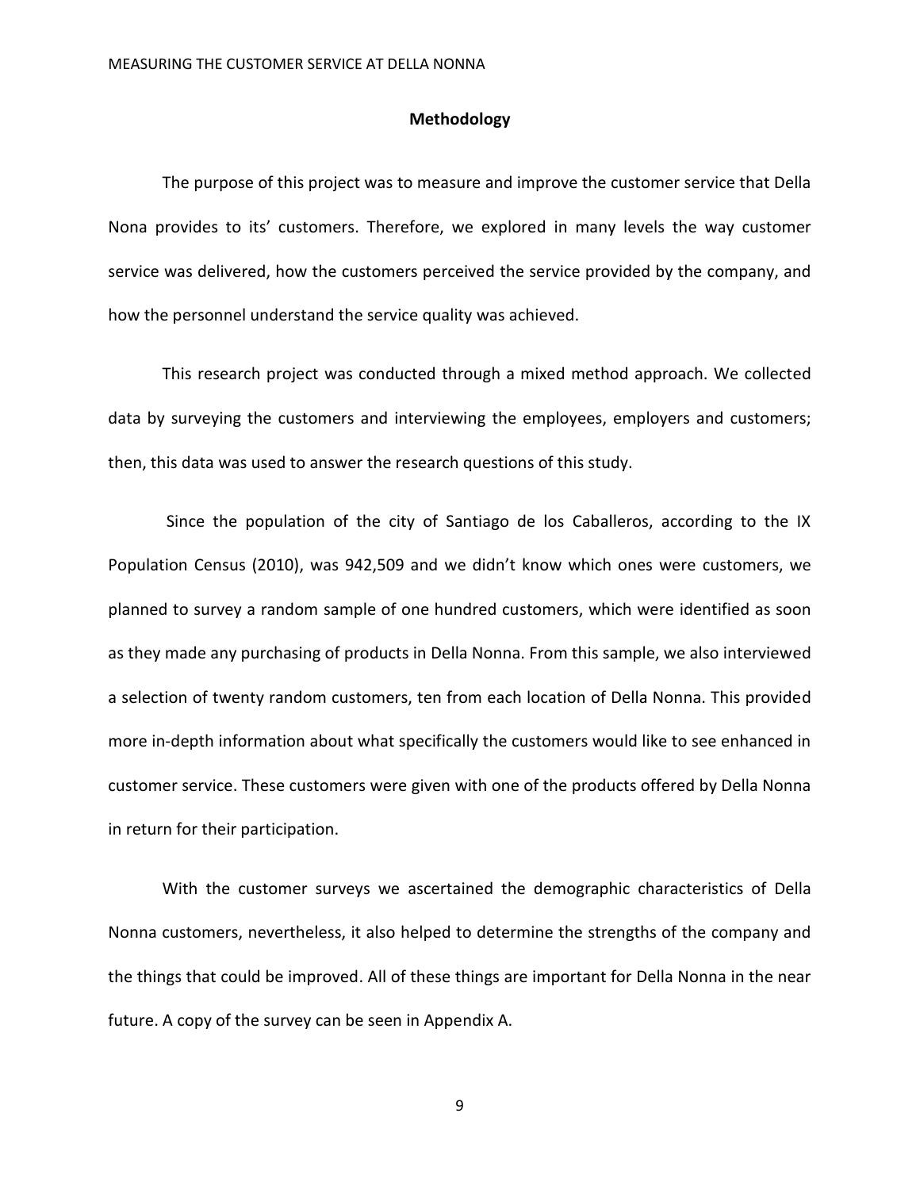## Methodology

The purpose of this project was to measure and improve the customer service that Della Nona provides to its' customers. Therefore, we explored in many levels the way customer service was delivered, how the customers perceived the service provided by the company, and how the personnel understand the service quality was achieved.

This research project was conducted through a mixed method approach. We collected data by surveying the customers and interviewing the employees, employers and customers; then, this data was used to answer the research questions of this study.

Since the population of the city of Santiago de los Caballeros, according to the IX Population Census (2010), was 942,509 and we didn't know which ones were customers, we planned to survey a random sample of one hundred customers, which were identified as soon as they made any purchasing of products in Della Nonna. From this sample, we also interviewed a selection of twenty random customers, ten from each location of Della Nonna. This provided more in-depth information about what specifically the customers would like to see enhanced in customer service. These customers were given with one of the products offered by Della Nonna in return for their participation.

With the customer surveys we ascertained the demographic characteristics of Della Nonna customers, nevertheless, it also helped to determine the strengths of the company and the things that could be improved. All of these things are important for Della Nonna in the near future. A copy of the survey can be seen in Appendix A.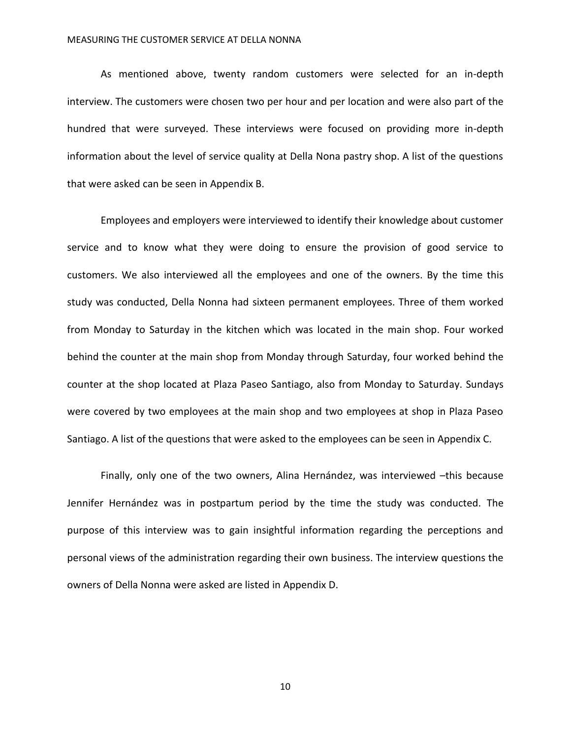As mentioned above, twenty random customers were selected for an in-depth interview. The customers were chosen two per hour and per location and were also part of the hundred that were surveyed. These interviews were focused on providing more in-depth information about the level of service quality at Della Nona pastry shop. A list of the questions that were asked can be seen in Appendix B.

Employees and employers were interviewed to identify their knowledge about customer service and to know what they were doing to ensure the provision of good service to customers. We also interviewed all the employees and one of the owners. By the time this study was conducted, Della Nonna had sixteen permanent employees. Three of them worked from Monday to Saturday in the kitchen which was located in the main shop. Four worked behind the counter at the main shop from Monday through Saturday, four worked behind the counter at the shop located at Plaza Paseo Santiago, also from Monday to Saturday. Sundays were covered by two employees at the main shop and two employees at shop in Plaza Paseo Santiago. A list of the questions that were asked to the employees can be seen in Appendix C.

Finally, only one of the two owners, Alina Hernández, was interviewed –this because Jennifer Hernández was in postpartum period by the time the study was conducted. The purpose of this interview was to gain insightful information regarding the perceptions and personal views of the administration regarding their own business. The interview questions the owners of Della Nonna were asked are listed in Appendix D.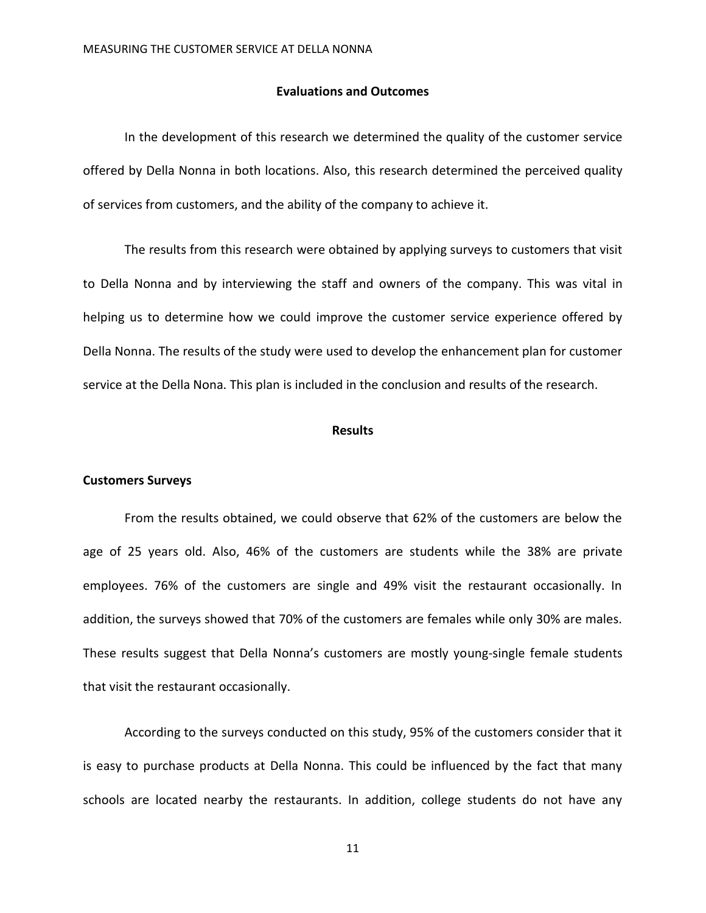## Evaluations and Outcomes

In the development of this research we determined the quality of the customer service offered by Della Nonna in both locations. Also, this research determined the perceived quality of services from customers, and the ability of the company to achieve it.

The results from this research were obtained by applying surveys to customers that visit to Della Nonna and by interviewing the staff and owners of the company. This was vital in helping us to determine how we could improve the customer service experience offered by Della Nonna. The results of the study were used to develop the enhancement plan for customer service at the Della Nona. This plan is included in the conclusion and results of the research.

## Results

### Customers Surveys

From the results obtained, we could observe that 62% of the customers are below the age of 25 years old. Also, 46% of the customers are students while the 38% are private employees. 76% of the customers are single and 49% visit the restaurant occasionally. In addition, the surveys showed that 70% of the customers are females while only 30% are males. These results suggest that Della Nonna's customers are mostly young-single female students that visit the restaurant occasionally.

According to the surveys conducted on this study, 95% of the customers consider that it is easy to purchase products at Della Nonna. This could be influenced by the fact that many schools are located nearby the restaurants. In addition, college students do not have any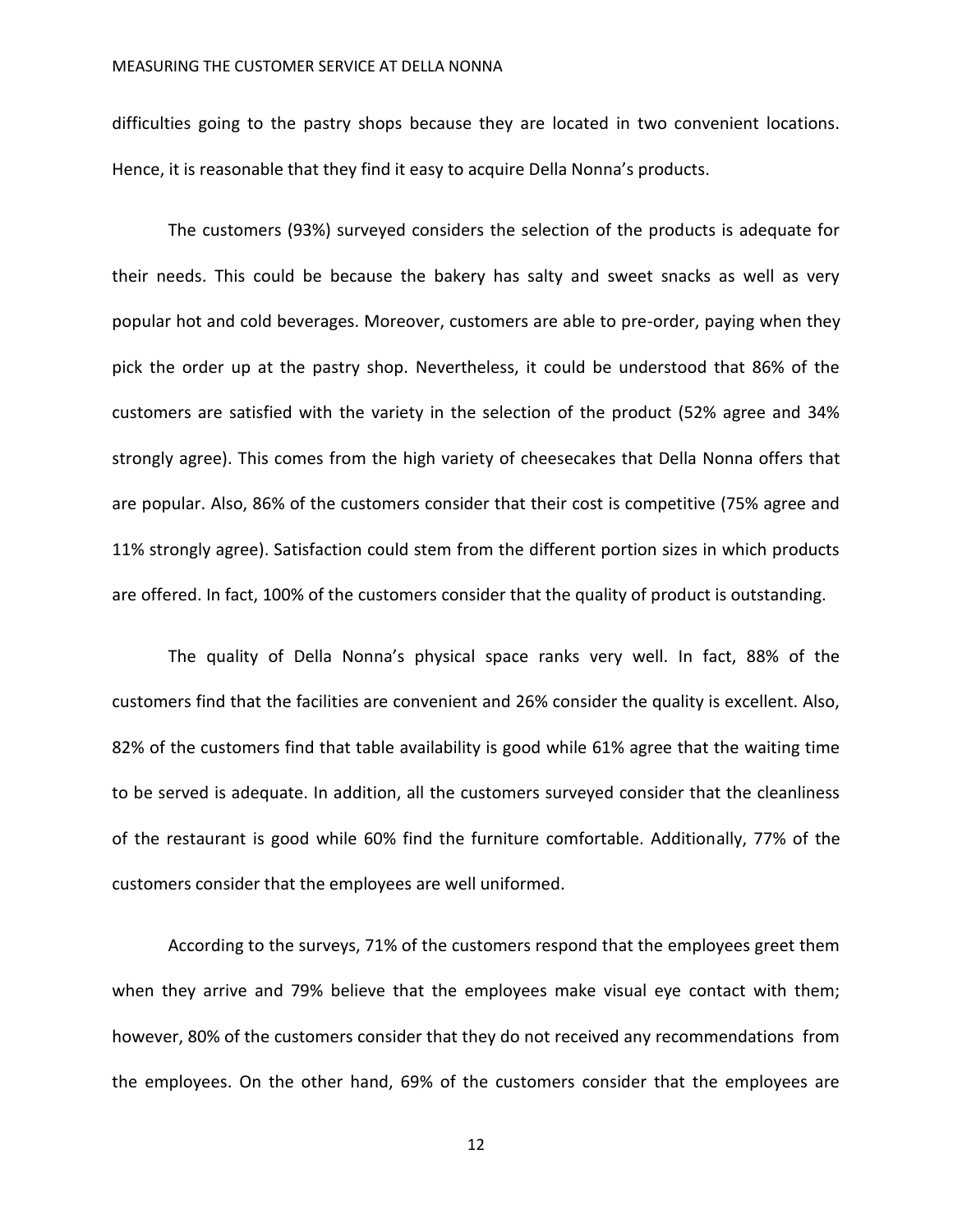difficulties going to the pastry shops because they are located in two convenient locations. Hence, it is reasonable that they find it easy to acquire Della Nonna's products.

The customers (93%) surveyed considers the selection of the products is adequate for their needs. This could be because the bakery has salty and sweet snacks as well as very popular hot and cold beverages. Moreover, customers are able to pre-order, paying when they pick the order up at the pastry shop. Nevertheless, it could be understood that 86% of the customers are satisfied with the variety in the selection of the product (52% agree and 34% strongly agree). This comes from the high variety of cheesecakes that Della Nonna offers that are popular. Also, 86% of the customers consider that their cost is competitive (75% agree and 11% strongly agree). Satisfaction could stem from the different portion sizes in which products are offered. In fact, 100% of the customers consider that the quality of product is outstanding.

The quality of Della Nonna's physical space ranks very well. In fact, 88% of the customers find that the facilities are convenient and 26% consider the quality is excellent. Also, 82% of the customers find that table availability is good while 61% agree that the waiting time to be served is adequate. In addition, all the customers surveyed consider that the cleanliness of the restaurant is good while 60% find the furniture comfortable. Additionally, 77% of the customers consider that the employees are well uniformed.

According to the surveys, 71% of the customers respond that the employees greet them when they arrive and 79% believe that the employees make visual eye contact with them; however, 80% of the customers consider that they do not received any recommendations from the employees. On the other hand, 69% of the customers consider that the employees are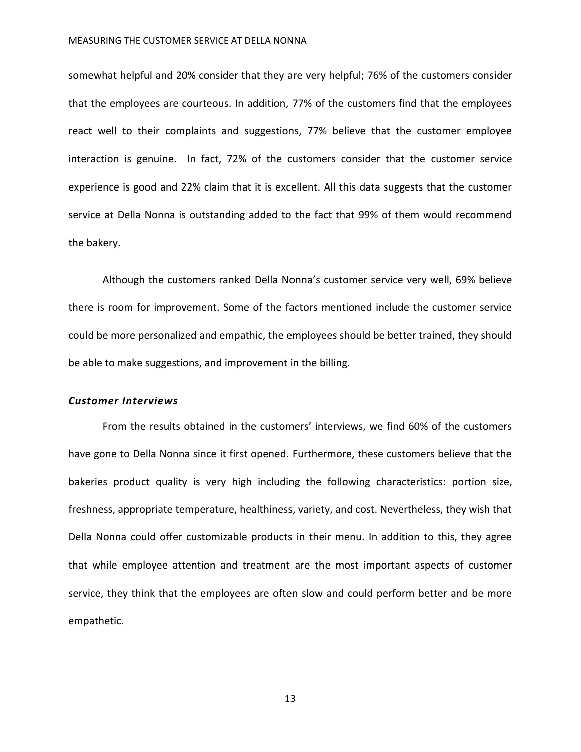somewhat helpful and 20% consider that they are very helpful; 76% of the customers consider that the employees are courteous. In addition, 77% of the customers find that the employees react well to their complaints and suggestions, 77% believe that the customer employee interaction is genuine. In fact, 72% of the customers consider that the customer service experience is good and 22% claim that it is excellent. All this data suggests that the customer service at Della Nonna is outstanding added to the fact that 99% of them would recommend the bakery.

Although the customers ranked Della Nonna's customer service very well, 69% believe there is room for improvement. Some of the factors mentioned include the customer service could be more personalized and empathic, the employees should be better trained, they should be able to make suggestions, and improvement in the billing.

### *Customer Interviews*

From the results obtained in the customers' interviews, we find 60% of the customers have gone to Della Nonna since it first opened. Furthermore, these customers believe that the bakeries product quality is very high including the following characteristics: portion size, freshness, appropriate temperature, healthiness, variety, and cost. Nevertheless, they wish that Della Nonna could offer customizable products in their menu. In addition to this, they agree that while employee attention and treatment are the most important aspects of customer service, they think that the employees are often slow and could perform better and be more empathetic.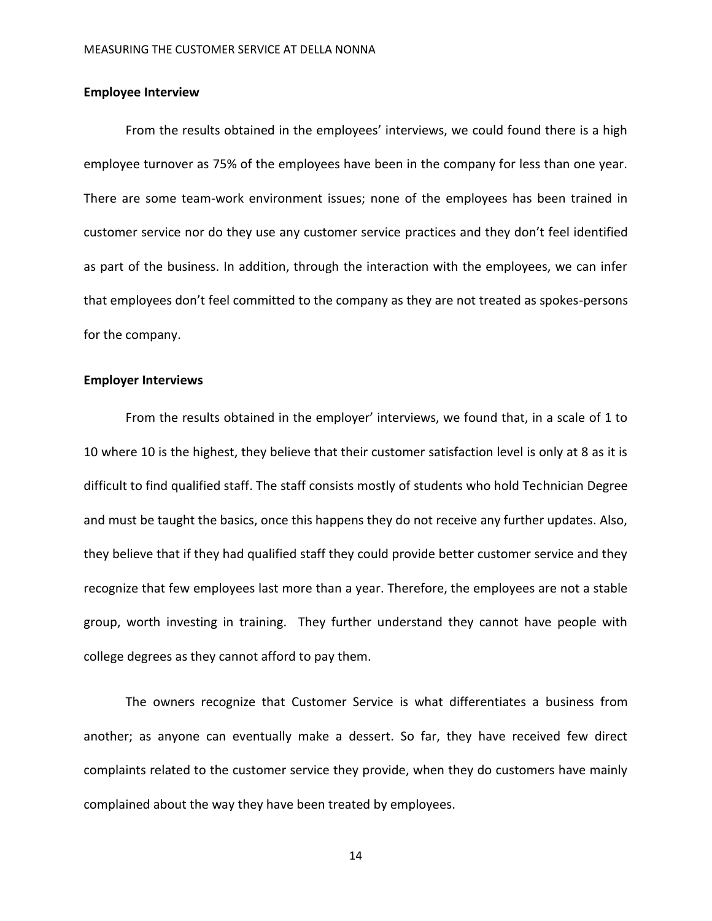## Employee Interview

From the results obtained in the employees' interviews, we could found there is a high employee turnover as 75% of the employees have been in the company for less than one year. There are some team-work environment issues; none of the employees has been trained in customer service nor do they use any customer service practices and they don't feel identified as part of the business. In addition, through the interaction with the employees, we can infer that employees don't feel committed to the company as they are not treated as spokes-persons for the company.

## Employer Interviews

From the results obtained in the employer' interviews, we found that, in a scale of 1 to 10 where 10 is the highest, they believe that their customer satisfaction level is only at 8 as it is difficult to find qualified staff. The staff consists mostly of students who hold Technician Degree and must be taught the basics, once this happens they do not receive any further updates. Also, they believe that if they had qualified staff they could provide better customer service and they recognize that few employees last more than a year. Therefore, the employees are not a stable group, worth investing in training. They further understand they cannot have people with college degrees as they cannot afford to pay them.

The owners recognize that Customer Service is what differentiates a business from another; as anyone can eventually make a dessert. So far, they have received few direct complaints related to the customer service they provide, when they do customers have mainly complained about the way they have been treated by employees.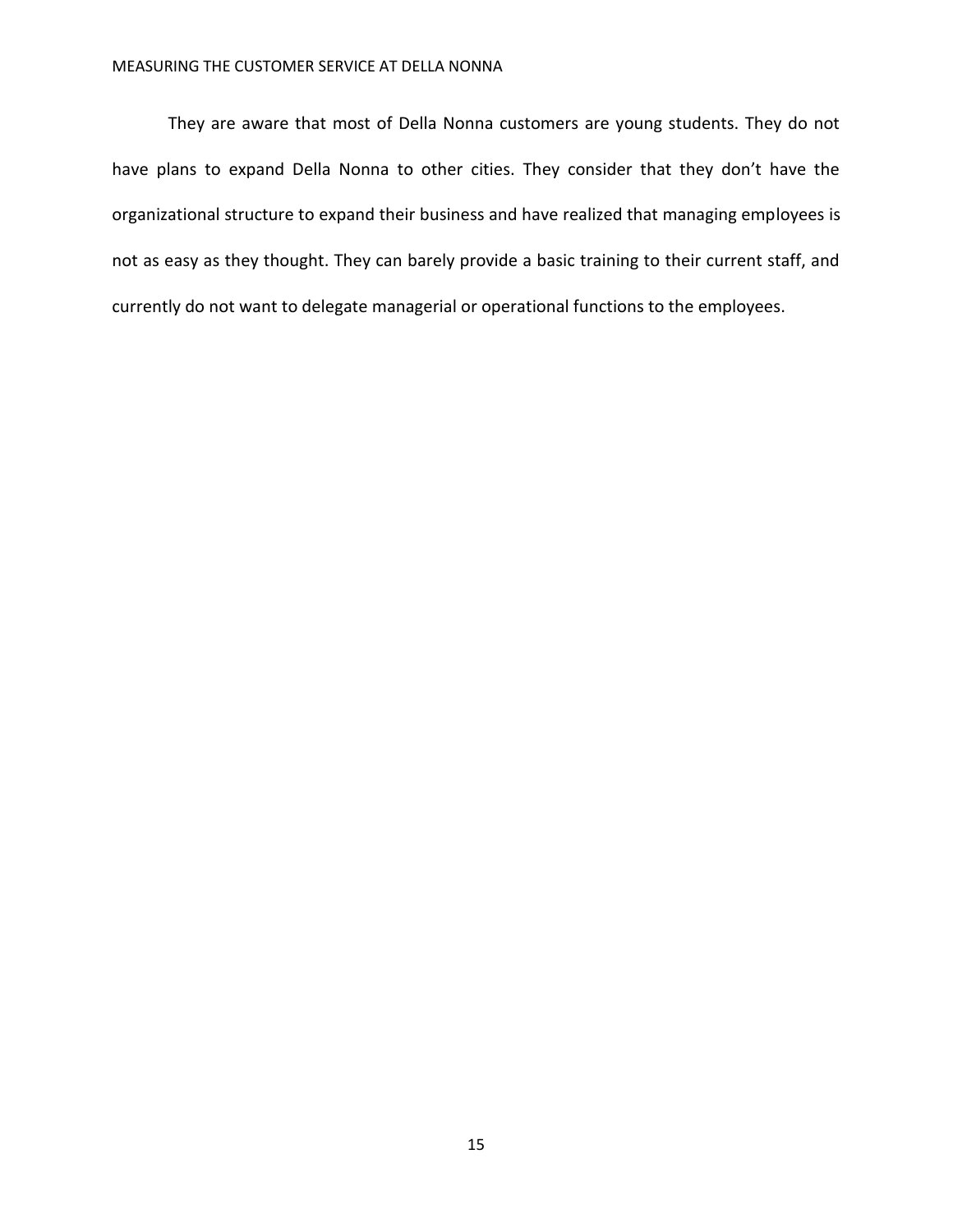They are aware that most of Della Nonna customers are young students. They do not have plans to expand Della Nonna to other cities. They consider that they don't have the organizational structure to expand their business and have realized that managing employees is not as easy as they thought. They can barely provide a basic training to their current staff, and currently do not want to delegate managerial or operational functions to the employees.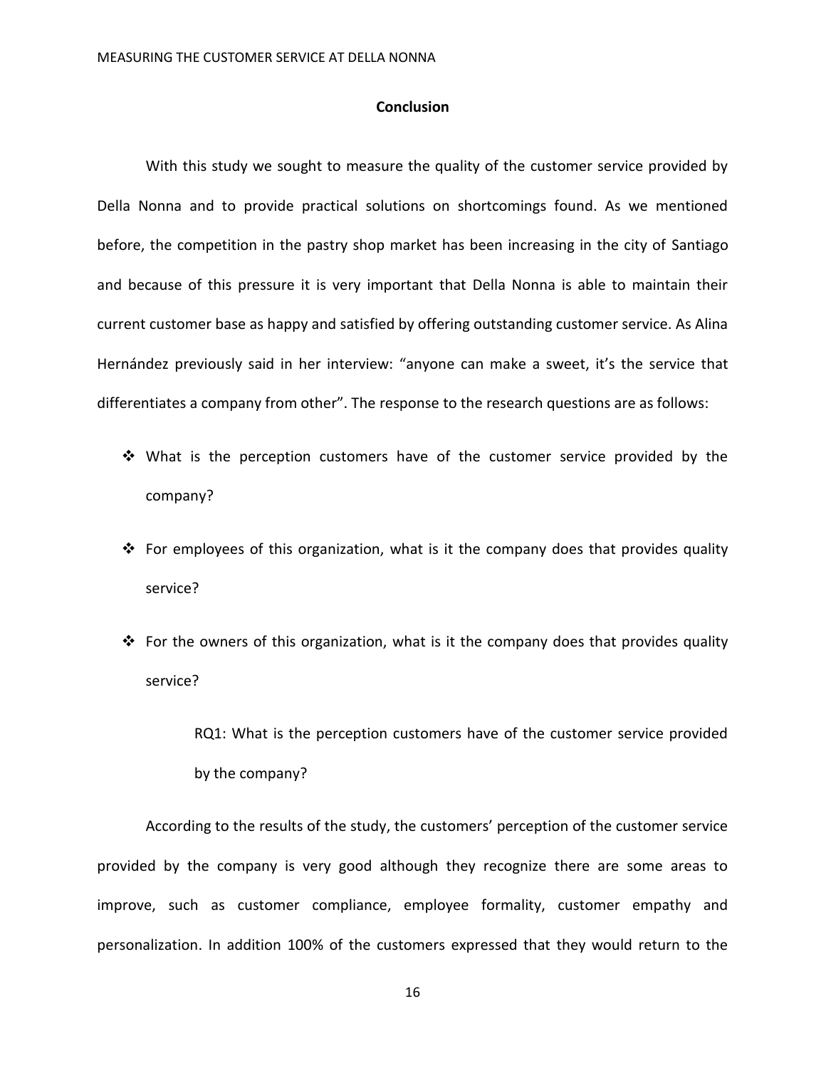## Conclusion

With this study we sought to measure the quality of the customer service provided by Della Nonna and to provide practical solutions on shortcomings found. As we mentioned before, the competition in the pastry shop market has been increasing in the city of Santiago and because of this pressure it is very important that Della Nonna is able to maintain their current customer base as happy and satisfied by offering outstanding customer service. As Alina Hernández previously said in her interview: "anyone can make a sweet, it's the service that differentiates a company from other". The response to the research questions are as follows:

- What is the perception customers have of the customer service provided by the company?
- For employees of this organization, what is it the company does that provides quality service?
- For the owners of this organization, what is it the company does that provides quality service?

> RQ1: What is the perception customers have of the customer service provided by the company?

According to the results of the study, the customers' perception of the customer service provided by the company is very good although they recognize there are some areas to improve, such as customer compliance, employee formality, customer empathy and personalization. In addition 100% of the customers expressed that they would return to the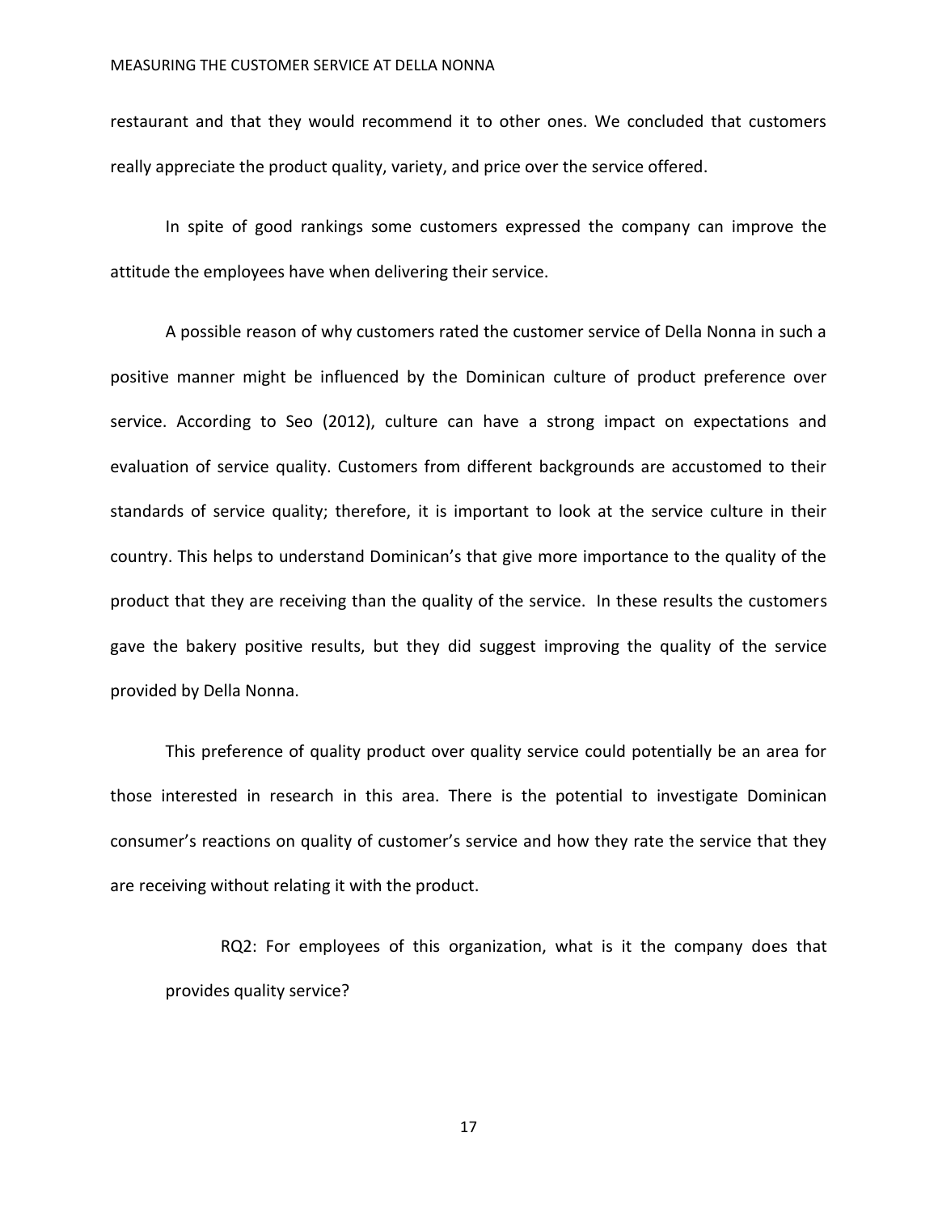restaurant and that they would recommend it to other ones. We concluded that customers really appreciate the product quality, variety, and price over the service offered.

In spite of good rankings some customers expressed the company can improve the attitude the employees have when delivering their service.

A possible reason of why customers rated the customer service of Della Nonna in such a positive manner might be influenced by the Dominican culture of product preference over service. According to Seo (2012), culture can have a strong impact on expectations and evaluation of service quality. Customers from different backgrounds are accustomed to their standards of service quality; therefore, it is important to look at the service culture in their country. This helps to understand Dominican's that give more importance to the quality of the product that they are receiving than the quality of the service. In these results the customers gave the bakery positive results, but they did suggest improving the quality of the service provided by Della Nonna.

This preference of quality product over quality service could potentially be an area for those interested in research in this area. There is the potential to investigate Dominican consumer's reactions on quality of customer's service and how they rate the service that they are receiving without relating it with the product.

> RQ2: For employees of this organization, what is it the company does that provides quality service?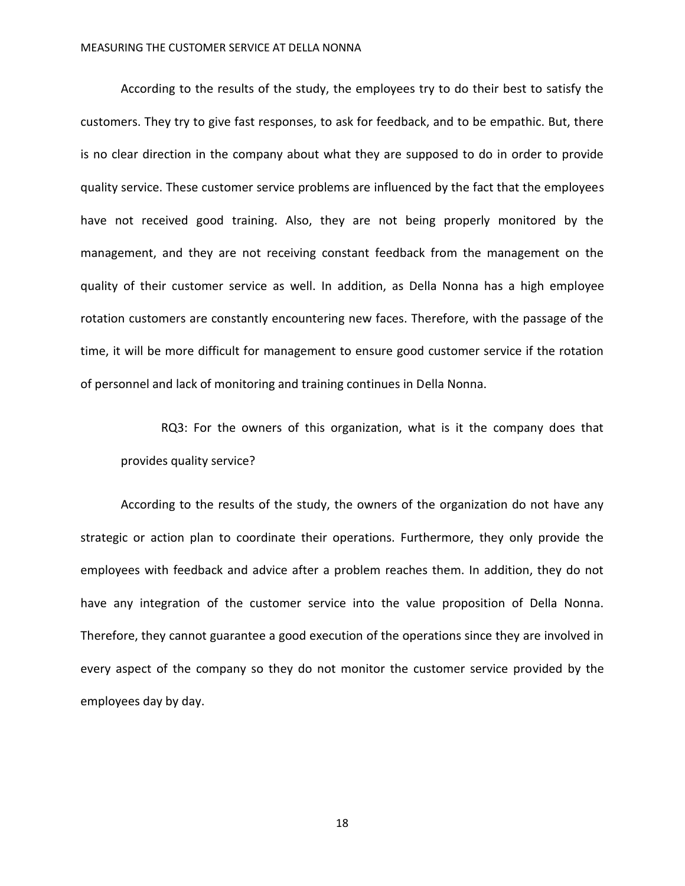According to the results of the study, the employees try to do their best to satisfy the customers. They try to give fast responses, to ask for feedback, and to be empathic. But, there is no clear direction in the company about what they are supposed to do in order to provide quality service. These customer service problems are influenced by the fact that the employees have not received good training. Also, they are not being properly monitored by the management, and they are not receiving constant feedback from the management on the quality of their customer service as well. In addition, as Della Nonna has a high employee rotation customers are constantly encountering new faces. Therefore, with the passage of the time, it will be more difficult for management to ensure good customer service if the rotation of personnel and lack of monitoring and training continues in Della Nonna.

> RQ3: For the owners of this organization, what is it the company does that provides quality service?

According to the results of the study, the owners of the organization do not have any strategic or action plan to coordinate their operations. Furthermore, they only provide the employees with feedback and advice after a problem reaches them. In addition, they do not have any integration of the customer service into the value proposition of Della Nonna. Therefore, they cannot guarantee a good execution of the operations since they are involved in every aspect of the company so they do not monitor the customer service provided by the employees day by day.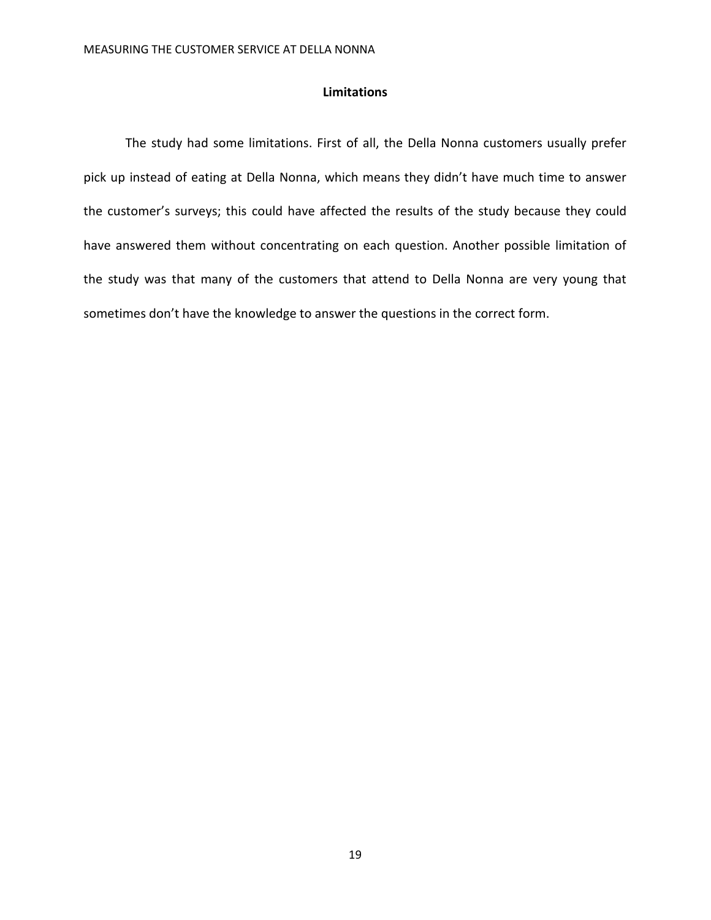## Limitations

The study had some limitations. First of all, the Della Nonna customers usually prefer pick up instead of eating at Della Nonna, which means they didn’t have much time to answer the customer’s surveys; this could have affected the results of the study because they could have answered them without concentrating on each question. Another possible limitation of the study was that many of the customers that attend to Della Nonna are very young that sometimes don’t have the knowledge to answer the questions in the correct form.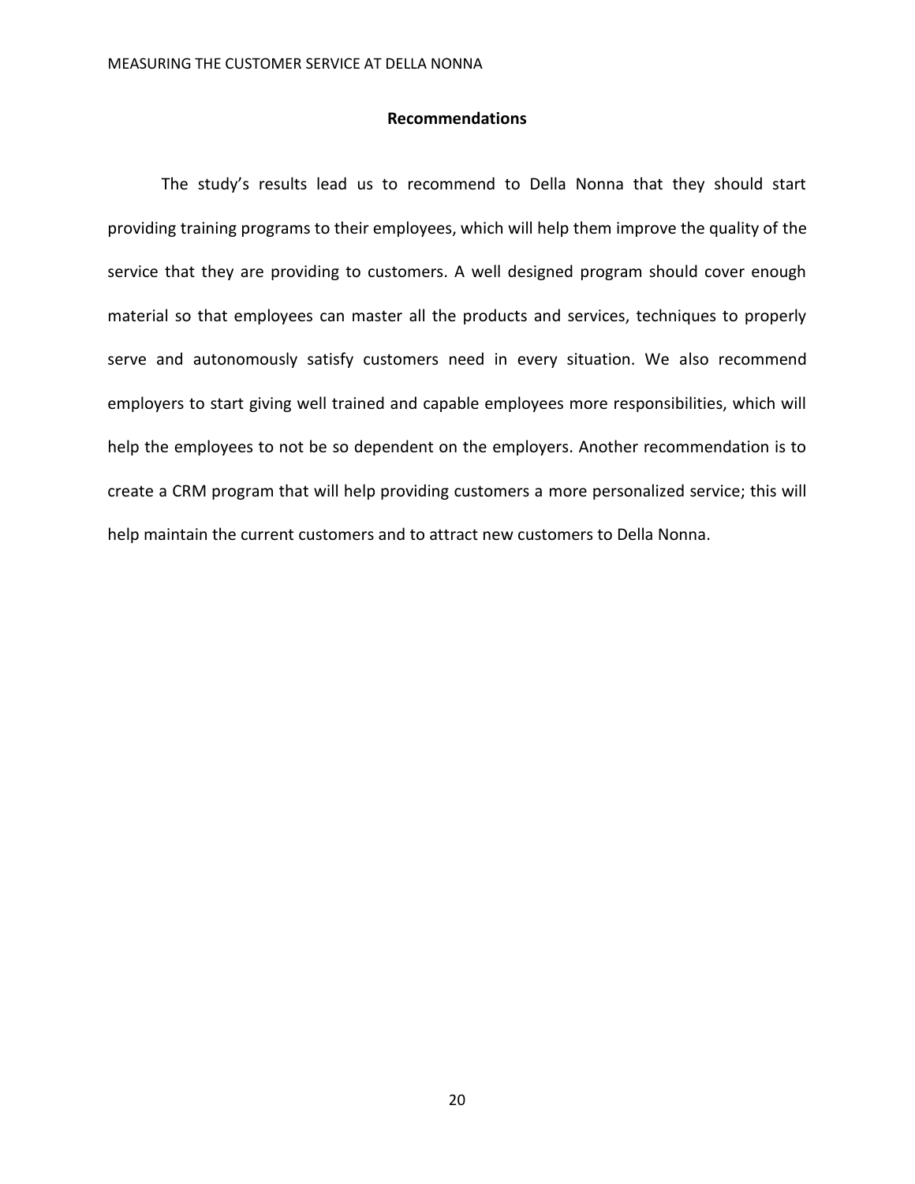## Recommendations

The study's results lead us to recommend to Della Nonna that they should start providing training programs to their employees, which will help them improve the quality of the service that they are providing to customers. A well designed program should cover enough material so that employees can master all the products and services, techniques to properly serve and autonomously satisfy customers need in every situation. We also recommend employers to start giving well trained and capable employees more responsibilities, which will help the employees to not be so dependent on the employers. Another recommendation is to create a CRM program that will help providing customers a more personalized service; this will help maintain the current customers and to attract new customers to Della Nonna.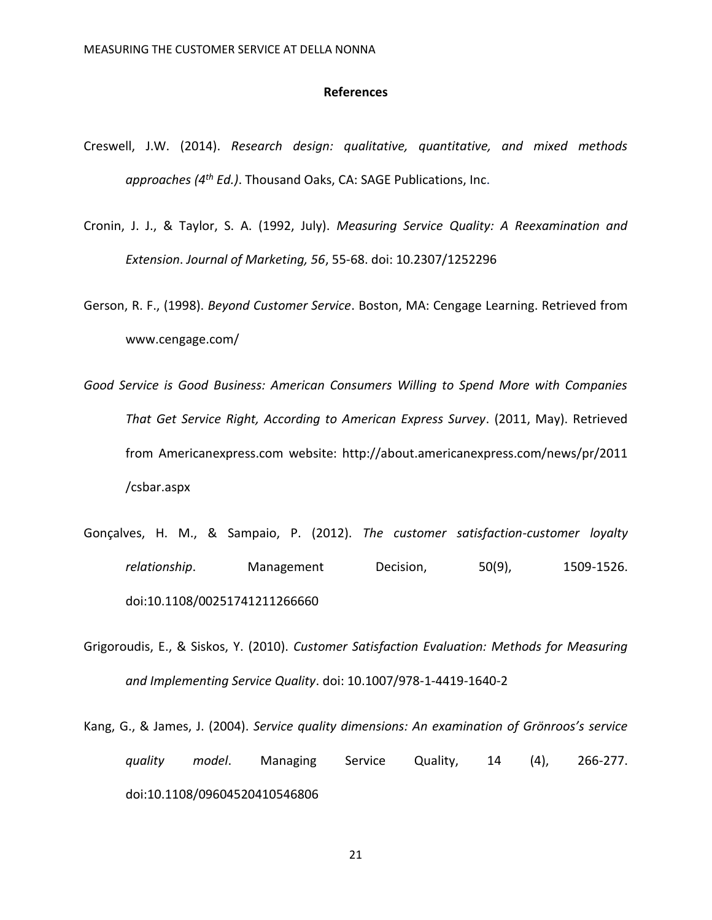## References

Creswell, J.W. (2014). *Research design: qualitative, quantitative, and mixed methods approaches (4th Ed.)*. Thousand Oaks, CA: SAGE Publications, Inc.

Cronin, J. J., & Taylor, S. A. (1992, July). *Measuring Service Quality: A Reexamination and Extension*. *Journal of Marketing, 56*, 55-68. doi: 10.2307/1252296

Gerson, R. F., (1998). *Beyond Customer Service*. Boston, MA: Cengage Learning. Retrieved from www.cengage.com/

*Good Service is Good Business: American Consumers Willing to Spend More with Companies That Get Service Right, According to American Express Survey*. (2011, May). Retrieved from Americanexpress.com website: http://about.americanexpress.com/news/pr/2011/csbar.aspx

Gonçalves, H. M., & Sampaio, P. (2012). *The customer satisfaction-customer loyalty relationship*. Management Decision, 50(9), 1509-1526. doi:10.1108/00251741211266660

Grigoroudis, E., & Siskos, Y. (2010). *Customer Satisfaction Evaluation: Methods for Measuring and Implementing Service Quality*. doi: 10.1007/978-1-4419-1640-2

Kang, G., & James, J. (2004). *Service quality dimensions: An examination of Grönroos's service quality model*. Managing Service Quality, 14 (4), 266-277. doi:10.1108/09604520410546806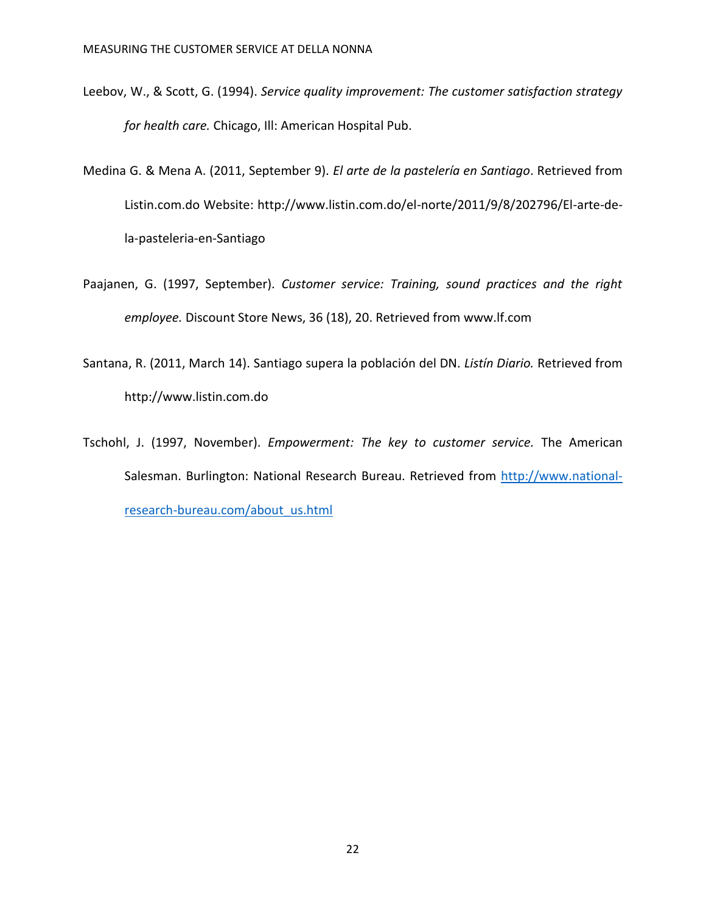Leebov, W., & Scott, G. (1994). *Service quality improvement: The customer satisfaction strategy for health care.* Chicago, Ill: American Hospital Pub.

Medina G. & Mena A. (2011, September 9). *El arte de la pastelería en Santiago*. Retrieved from Listin.com.do Website: http://www.listin.com.do/el-norte/2011/9/8/202796/El-arte-de-la-pasteleria-en-Santiago

Paajanen, G. (1997, September). *Customer service: Training, sound practices and the right employee.* Discount Store News, 36 (18), 20. Retrieved from www.lf.com

Santana, R. (2011, March 14). Santiago supera la población del DN. *Listín Diario.* Retrieved from http://www.listin.com.do

Tschohl, J. (1997, November). *Empowerment: The key to customer service.* The American Salesman. Burlington: National Research Bureau. Retrieved from http://www.national-research-bureau.com/about_us.html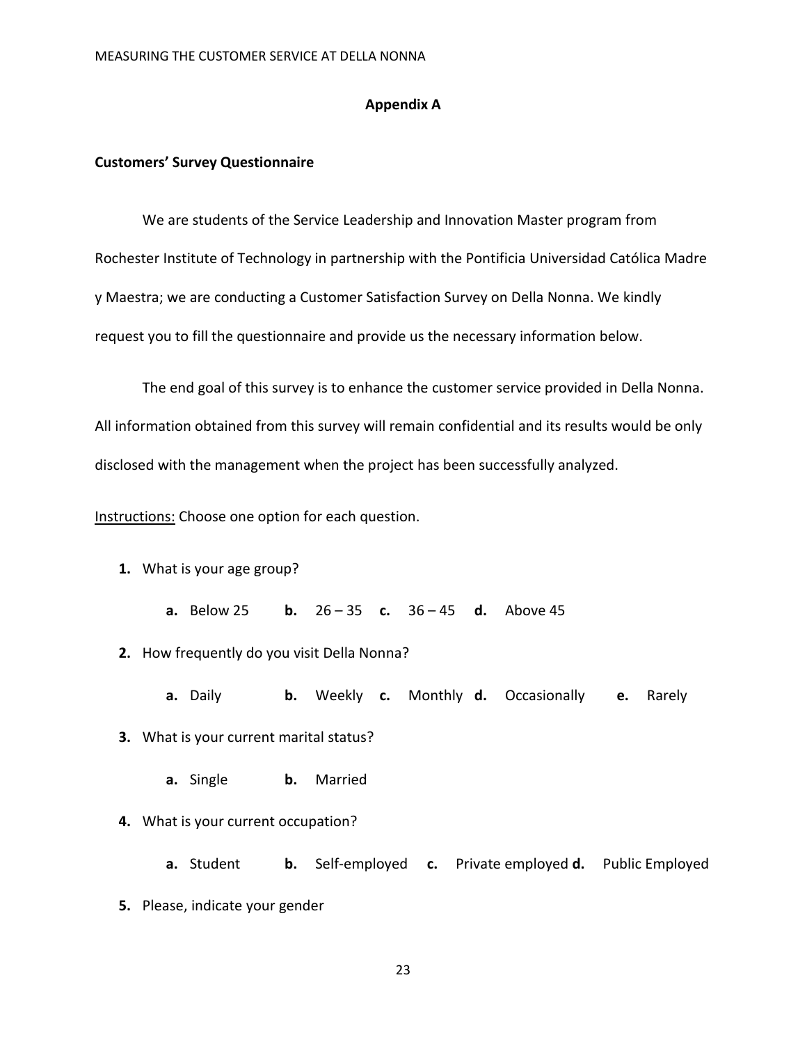## Appendix A

**Customers' Survey Questionnaire**

We are students of the Service Leadership and Innovation Master program from Rochester Institute of Technology in partnership with the Pontificia Universidad Católica Madre y Maestra; we are conducting a Customer Satisfaction Survey on Della Nonna. We kindly request you to fill the questionnaire and provide us the necessary information below.

The end goal of this survey is to enhance the customer service provided in Della Nonna. All information obtained from this survey will remain confidential and its results would be only disclosed with the management when the project has been successfully analyzed.

Instructions: Choose one option for each question.

1. What is your age group?

   **a.** Below 25 **b.** 26 – 35 **c.** 36 – 45 **d.** Above 45

2. How frequently do you visit Della Nonna?

   **a.** Daily **b.** Weekly **c.** Monthly **d.** Occasionally **e.** Rarely

3. What is your current marital status?

   **a.** Single **b.** Married

4. What is your current occupation?

   **a.** Student **b.** Self-employed **c.** Private employed **d.** Public Employed

5. Please, indicate your gender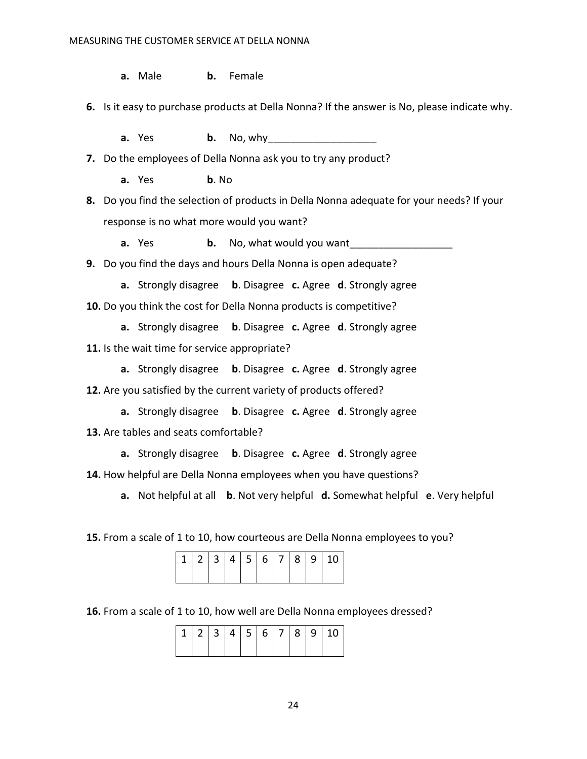**a.** Male **b.** Female

**6.** Is it easy to purchase products at Della Nonna? If the answer is No, please indicate why.

**a.** Yes **b.** No, why___________________

**7.** Do the employees of Della Nonna ask you to try any product?

**a.** Yes **b**. No

**8.** Do you find the selection of products in Della Nonna adequate for your needs? If your response is no what more would you want?

**a.** Yes **b.** No, what would you want__________________

**9.** Do you find the days and hours Della Nonna is open adequate?

**a.** Strongly disagree **b**. Disagree **c.** Agree **d**. Strongly agree

**10.** Do you think the cost for Della Nonna products is competitive?

**a.** Strongly disagree **b**. Disagree **c.** Agree **d**. Strongly agree

**11.** Is the wait time for service appropriate?

**a.** Strongly disagree **b**. Disagree **c.** Agree **d**. Strongly agree

**12.** Are you satisfied by the current variety of products offered?

**a.** Strongly disagree **b**. Disagree **c.** Agree **d**. Strongly agree

**13.** Are tables and seats comfortable?

**a.** Strongly disagree **b**. Disagree **c.** Agree **d**. Strongly agree

**14.** How helpful are Della Nonna employees when you have questions?

**a.** Not helpful at all **b**. Not very helpful **d.** Somewhat helpful **e**. Very helpful

**15.** From a scale of 1 to 10, how courteous are Della Nonna employees to you?

| 1 | 2 | 3 | 4 | 5 | 6 | 7 | 8 | 9 | 10 |
|---|---|---|---|---|---|---|---|---|---|
| | | | | | | | | | |

**16.** From a scale of 1 to 10, how well are Della Nonna employees dressed?

| 1 | 2 | 3 | 4 | 5 | 6 | 7 | 8 | 9 | 10 |
|---|---|---|---|---|---|---|---|---|---|
| | | | | | | | | | |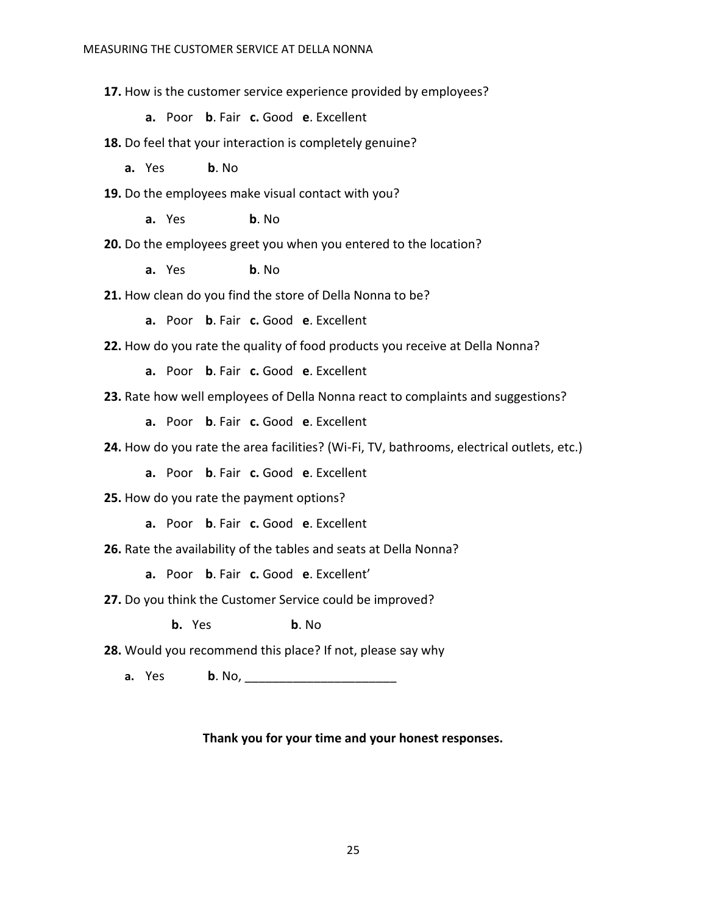**17.** How is the customer service experience provided by employees?

**a.** Poor **b**. Fair **c.** Good **e**. Excellent

**18.** Do feel that your interaction is completely genuine?

**a.** Yes **b**. No

**19.** Do the employees make visual contact with you?

**a.** Yes **b**. No

**20.** Do the employees greet you when you entered to the location?

**a.** Yes **b**. No

**21.** How clean do you find the store of Della Nonna to be?

**a.** Poor **b**. Fair **c.** Good **e**. Excellent

**22.** How do you rate the quality of food products you receive at Della Nonna?

**a.** Poor **b**. Fair **c.** Good **e**. Excellent

**23.** Rate how well employees of Della Nonna react to complaints and suggestions?

**a.** Poor **b**. Fair **c.** Good **e**. Excellent

**24.** How do you rate the area facilities? (Wi-Fi, TV, bathrooms, electrical outlets, etc.)

**a.** Poor **b**. Fair **c.** Good **e**. Excellent

**25.** How do you rate the payment options?

**a.** Poor **b**. Fair **c.** Good **e**. Excellent

**26.** Rate the availability of the tables and seats at Della Nonna?

**a.** Poor **b**. Fair **c.** Good **e**. Excellent'

**27.** Do you think the Customer Service could be improved?

**b.** Yes **b**. No

**28.** Would you recommend this place? If not, please say why

**a.** Yes **b**. No, ______________________

**Thank you for your time and your honest responses.**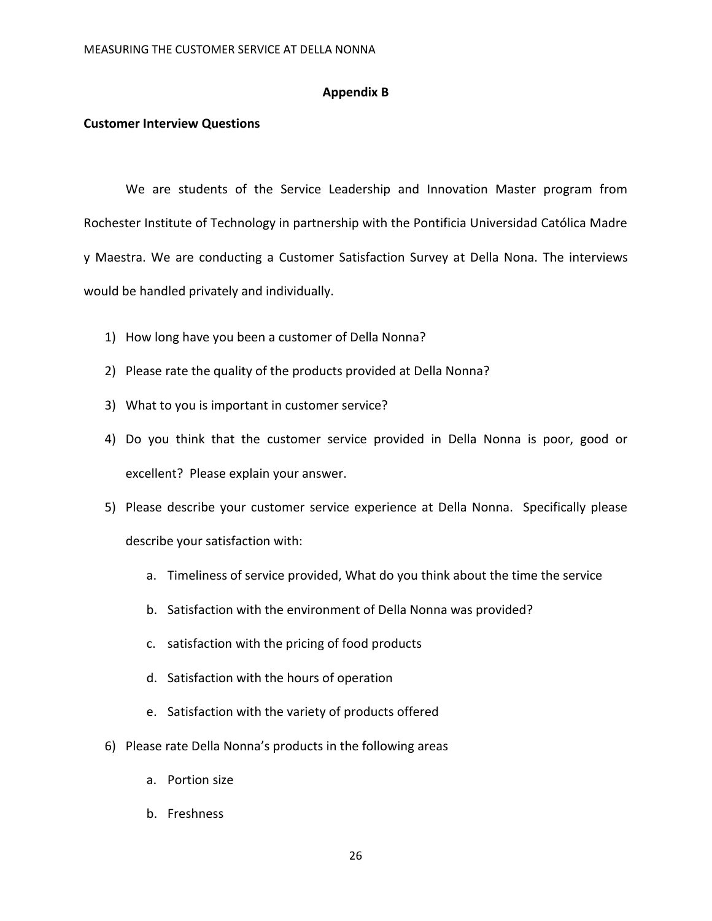## Appendix B

**Customer Interview Questions**

We are students of the Service Leadership and Innovation Master program from Rochester Institute of Technology in partnership with the Pontificia Universidad Católica Madre y Maestra. We are conducting a Customer Satisfaction Survey at Della Nona. The interviews would be handled privately and individually.

1) How long have you been a customer of Della Nonna?
2) Please rate the quality of the products provided at Della Nonna?
3) What to you is important in customer service?
4) Do you think that the customer service provided in Della Nonna is poor, good or excellent? Please explain your answer.
5) Please describe your customer service experience at Della Nonna. Specifically please describe your satisfaction with:
    a. Timeliness of service provided, What do you think about the time the service
    b. Satisfaction with the environment of Della Nonna was provided?
    c. satisfaction with the pricing of food products
    d. Satisfaction with the hours of operation
    e. Satisfaction with the variety of products offered
6) Please rate Della Nonna's products in the following areas
    a. Portion size
    b. Freshness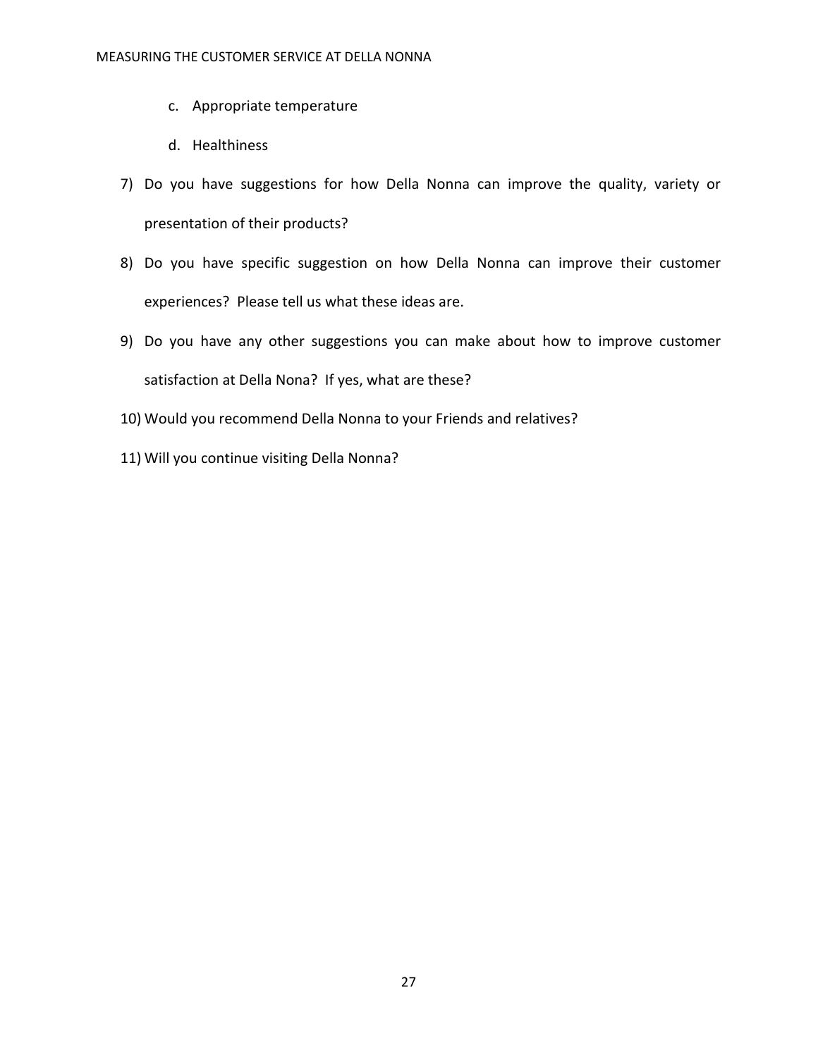c. Appropriate temperature

   d. Healthiness

7) Do you have suggestions for how Della Nonna can improve the quality, variety or presentation of their products?

8) Do you have specific suggestion on how Della Nonna can improve their customer experiences? Please tell us what these ideas are.

9) Do you have any other suggestions you can make about how to improve customer satisfaction at Della Nona? If yes, what are these?

10) Would you recommend Della Nonna to your Friends and relatives?

11) Will you continue visiting Della Nonna?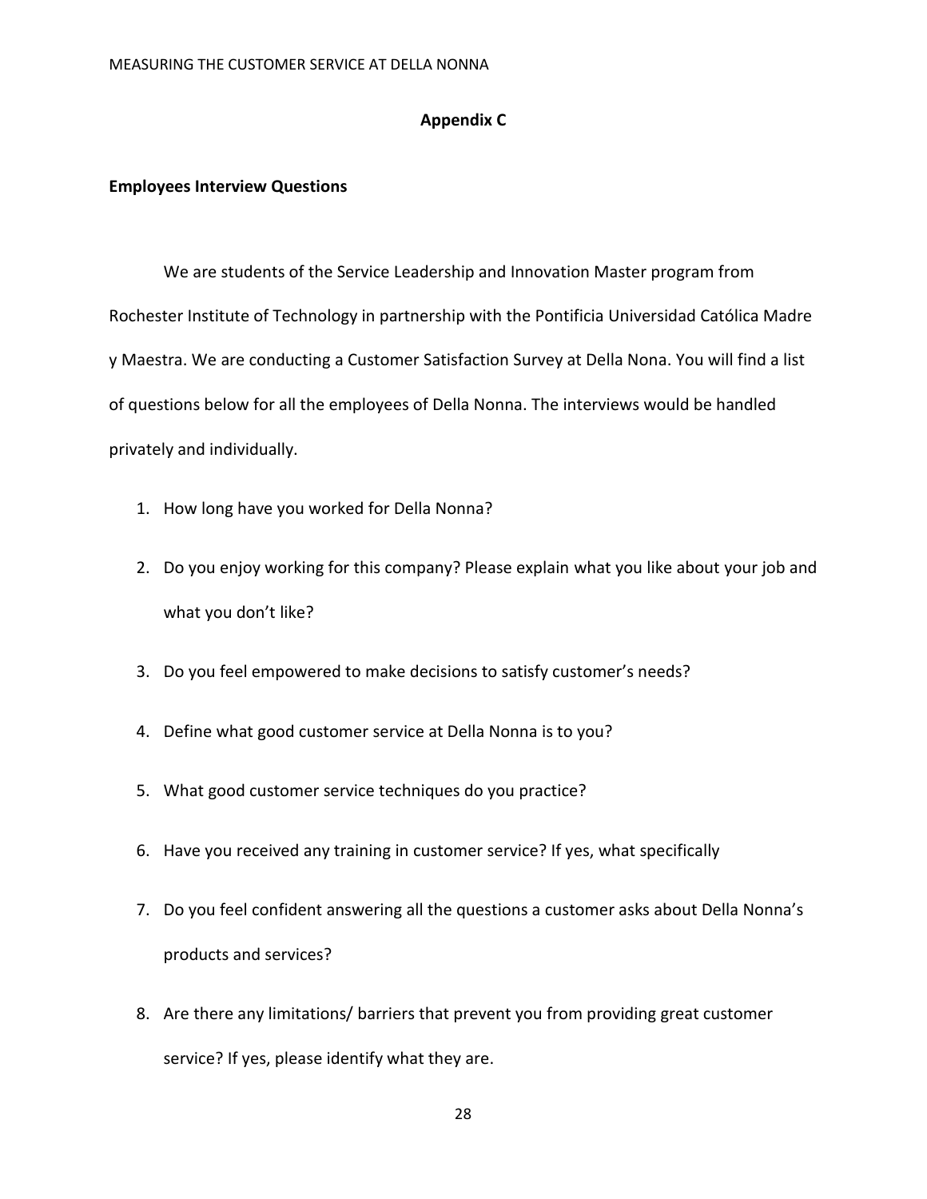## Appendix C

**Employees Interview Questions**

We are students of the Service Leadership and Innovation Master program from Rochester Institute of Technology in partnership with the Pontificia Universidad Católica Madre y Maestra. We are conducting a Customer Satisfaction Survey at Della Nona. You will find a list of questions below for all the employees of Della Nonna. The interviews would be handled privately and individually.

1. How long have you worked for Della Nonna?
2. Do you enjoy working for this company? Please explain what you like about your job and what you don't like?
3. Do you feel empowered to make decisions to satisfy customer's needs?
4. Define what good customer service at Della Nonna is to you?
5. What good customer service techniques do you practice?
6. Have you received any training in customer service? If yes, what specifically
7. Do you feel confident answering all the questions a customer asks about Della Nonna's products and services?
8. Are there any limitations/ barriers that prevent you from providing great customer service? If yes, please identify what they are.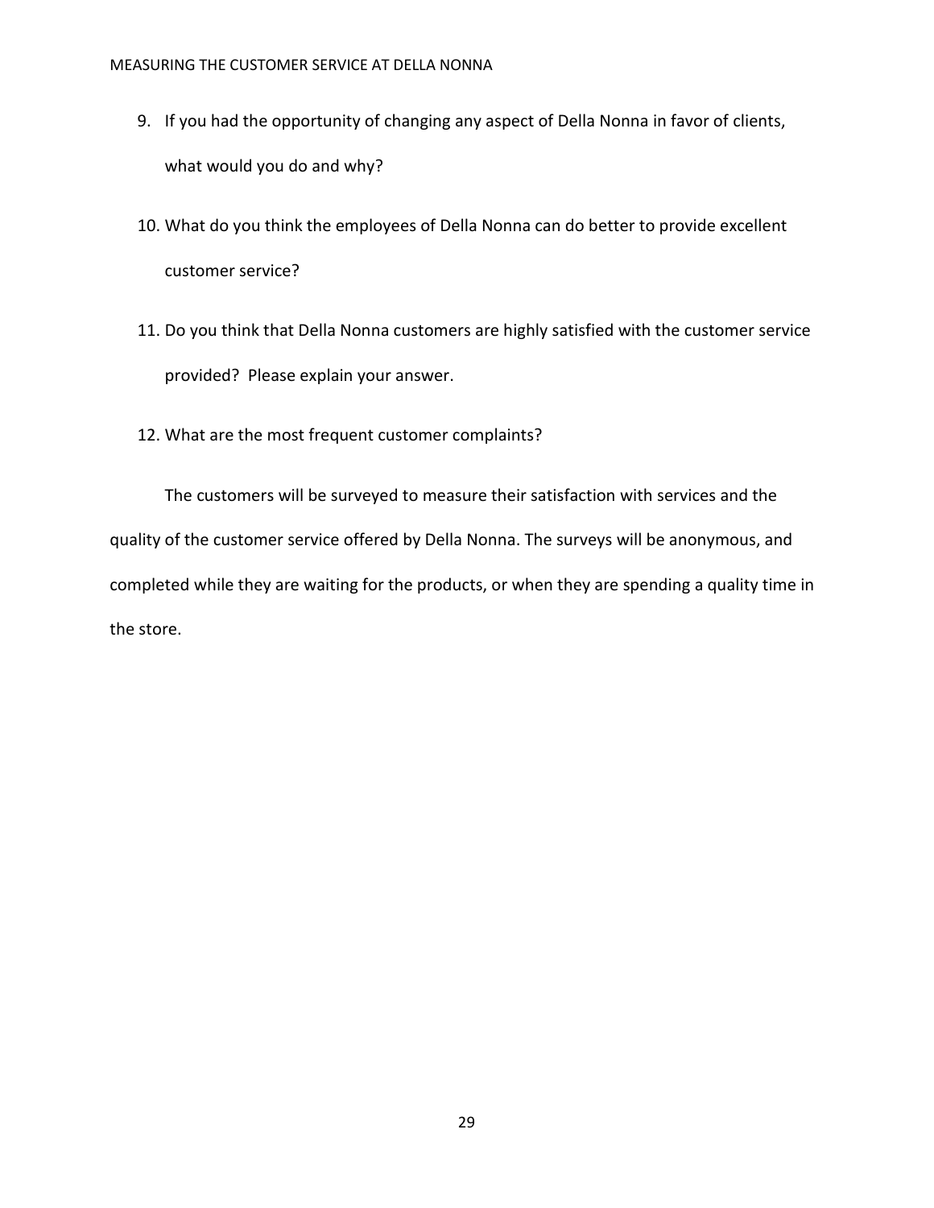9. If you had the opportunity of changing any aspect of Della Nonna in favor of clients, what would you do and why?

10. What do you think the employees of Della Nonna can do better to provide excellent customer service?

11. Do you think that Della Nonna customers are highly satisfied with the customer service provided? Please explain your answer.

12. What are the most frequent customer complaints?

The customers will be surveyed to measure their satisfaction with services and the quality of the customer service offered by Della Nonna. The surveys will be anonymous, and completed while they are waiting for the products, or when they are spending a quality time in the store.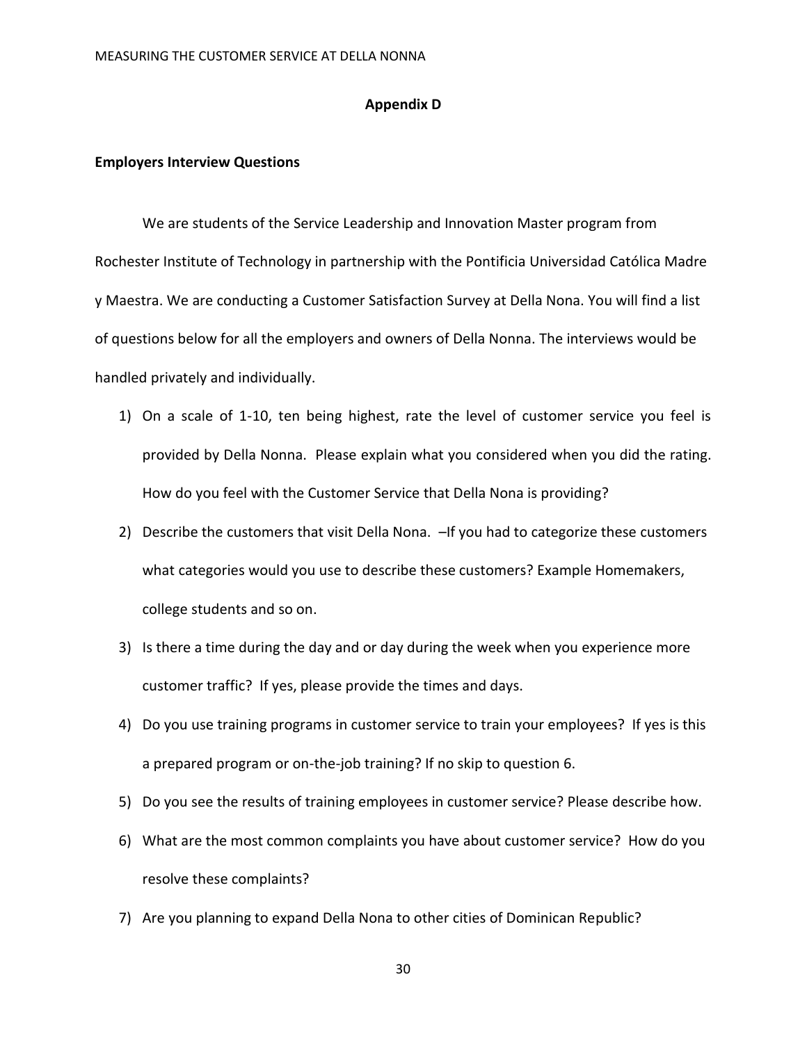## Appendix D

**Employers Interview Questions**

We are students of the Service Leadership and Innovation Master program from Rochester Institute of Technology in partnership with the Pontificia Universidad Católica Madre y Maestra. We are conducting a Customer Satisfaction Survey at Della Nona. You will find a list of questions below for all the employers and owners of Della Nonna. The interviews would be handled privately and individually.

1) On a scale of 1-10, ten being highest, rate the level of customer service you feel is provided by Della Nonna. Please explain what you considered when you did the rating. How do you feel with the Customer Service that Della Nona is providing?
2) Describe the customers that visit Della Nona. –If you had to categorize these customers what categories would you use to describe these customers? Example Homemakers, college students and so on.
3) Is there a time during the day and or day during the week when you experience more customer traffic? If yes, please provide the times and days.
4) Do you use training programs in customer service to train your employees? If yes is this a prepared program or on-the-job training? If no skip to question 6.
5) Do you see the results of training employees in customer service? Please describe how.
6) What are the most common complaints you have about customer service? How do you resolve these complaints?
7) Are you planning to expand Della Nona to other cities of Dominican Republic?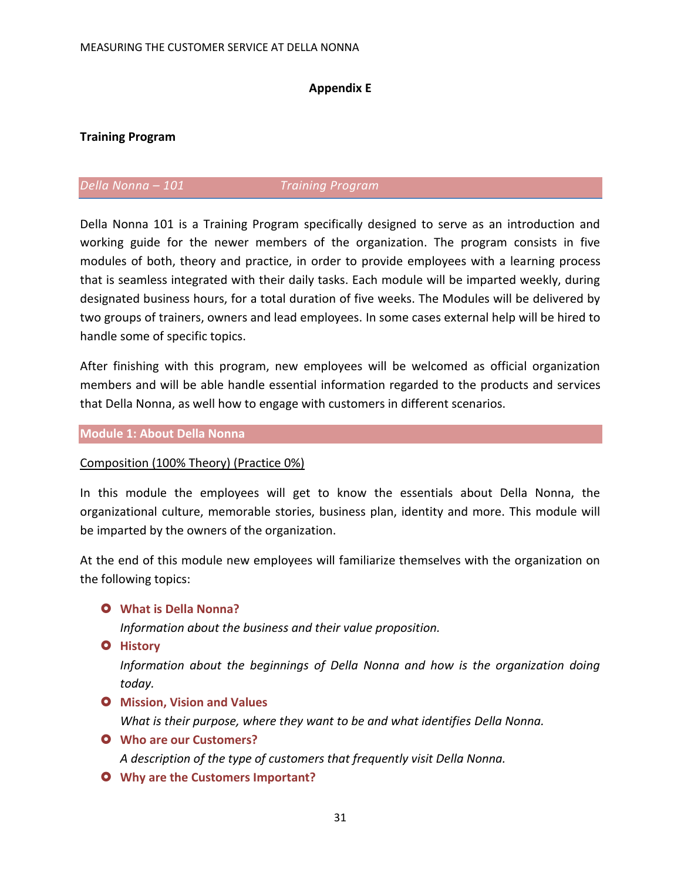**Appendix E**

**Training Program**

*Della Nonna – 101 Training Program*

Della Nonna 101 is a Training Program specifically designed to serve as an introduction and working guide for the newer members of the organization. The program consists in five modules of both, theory and practice, in order to provide employees with a learning process that is seamless integrated with their daily tasks. Each module will be imparted weekly, during designated business hours, for a total duration of five weeks. The Modules will be delivered by two groups of trainers, owners and lead employees. In some cases external help will be hired to handle some of specific topics.

After finishing with this program, new employees will be welcomed as official organization members and will be able handle essential information regarded to the products and services that Della Nonna, as well how to engage with customers in different scenarios.

**Module 1: About Della Nonna**

Composition (100% Theory) (Practice 0%)

In this module the employees will get to know the essentials about Della Nonna, the organizational culture, memorable stories, business plan, identity and more. This module will be imparted by the owners of the organization.

At the end of this module new employees will familiarize themselves with the organization on the following topics:

- **What is Della Nonna?**
  *Information about the business and their value proposition.*
- **History**
  *Information about the beginnings of Della Nonna and how is the organization doing today.*
- **Mission, Vision and Values**
  *What is their purpose, where they want to be and what identifies Della Nonna.*
- **Who are our Customers?**
  *A description of the type of customers that frequently visit Della Nonna.*
- **Why are the Customers Important?**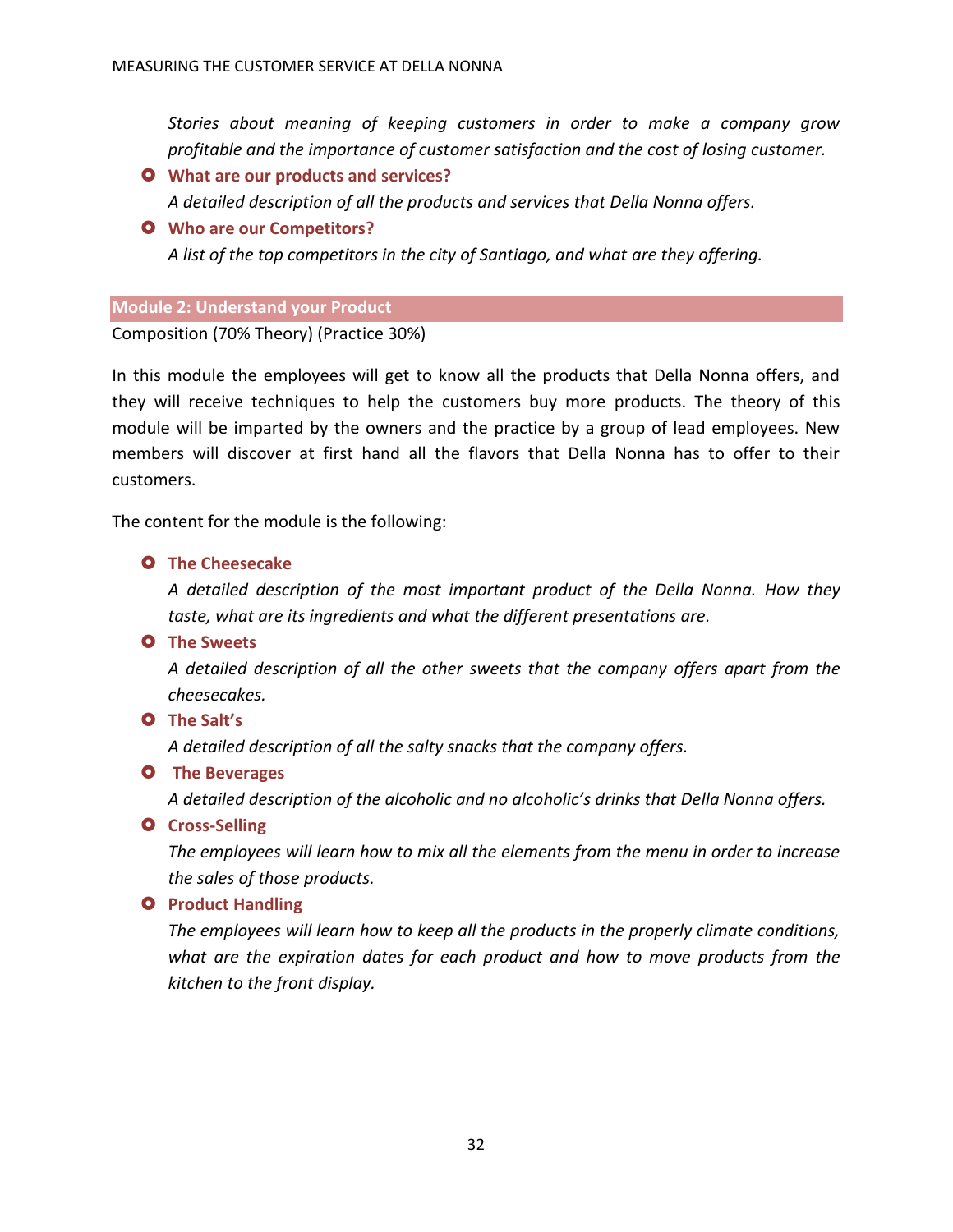*Stories about meaning of keeping customers in order to make a company grow profitable and the importance of customer satisfaction and the cost of losing customer.*

- **What are our products and services?**

  *A detailed description of all the products and services that Della Nonna offers.*

- **Who are our Competitors?**

  *A list of the top competitors in the city of Santiago, and what are they offering.*

### Module 2: Understand your Product

Composition (70% Theory) (Practice 30%)

In this module the employees will get to know all the products that Della Nonna offers, and they will receive techniques to help the customers buy more products. The theory of this module will be imparted by the owners and the practice by a group of lead employees. New members will discover at first hand all the flavors that Della Nonna has to offer to their customers.

The content for the module is the following:

- **The Cheesecake**

  *A detailed description of the most important product of the Della Nonna. How they taste, what are its ingredients and what the different presentations are.*

- **The Sweets**

  *A detailed description of all the other sweets that the company offers apart from the cheesecakes.*

- **The Salt's**

  *A detailed description of all the salty snacks that the company offers.*

- **The Beverages**

  *A detailed description of the alcoholic and no alcoholic's drinks that Della Nonna offers.*

- **Cross-Selling**

  *The employees will learn how to mix all the elements from the menu in order to increase the sales of those products.*

- **Product Handling**

  *The employees will learn how to keep all the products in the properly climate conditions, what are the expiration dates for each product and how to move products from the kitchen to the front display.*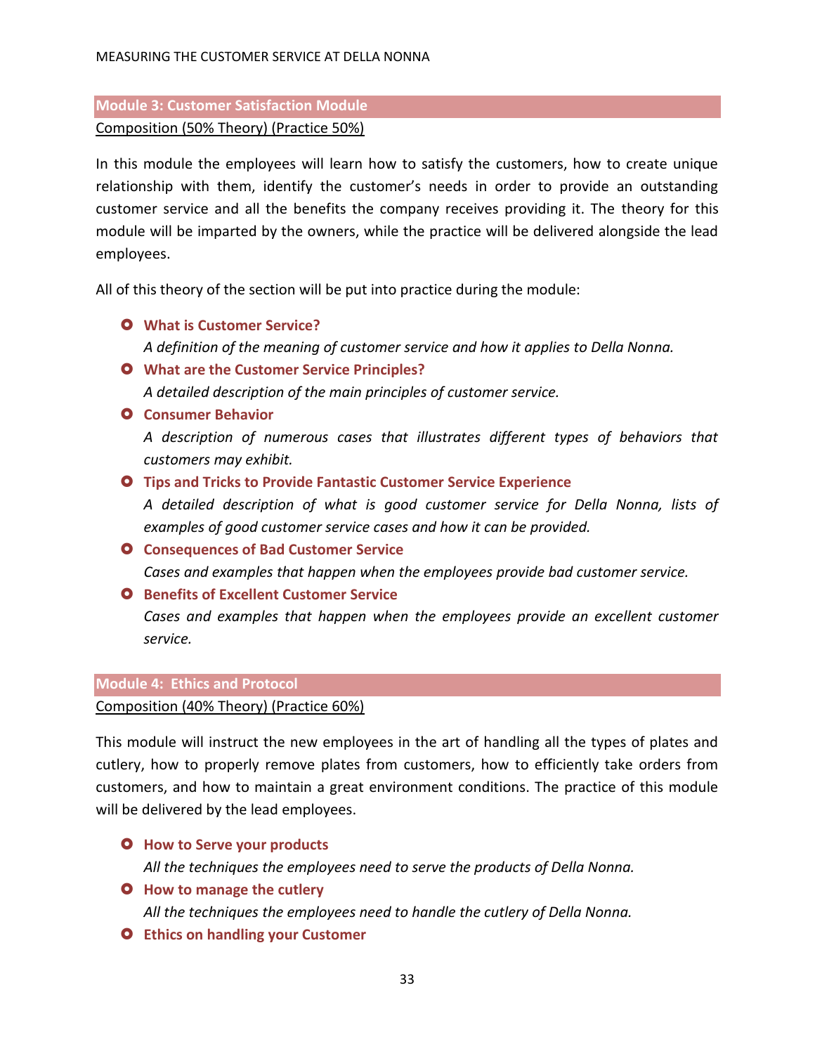## Module 3: Customer Satisfaction Module

Composition (50% Theory) (Practice 50%)

In this module the employees will learn how to satisfy the customers, how to create unique relationship with them, identify the customer's needs in order to provide an outstanding customer service and all the benefits the company receives providing it. The theory for this module will be imparted by the owners, while the practice will be delivered alongside the lead employees.

All of this theory of the section will be put into practice during the module:

- **What is Customer Service?**
  *A definition of the meaning of customer service and how it applies to Della Nonna.*
- **What are the Customer Service Principles?**
  *A detailed description of the main principles of customer service.*
- **Consumer Behavior**
  *A description of numerous cases that illustrates different types of behaviors that customers may exhibit.*
- **Tips and Tricks to Provide Fantastic Customer Service Experience**
  *A detailed description of what is good customer service for Della Nonna, lists of examples of good customer service cases and how it can be provided.*
- **Consequences of Bad Customer Service**
  *Cases and examples that happen when the employees provide bad customer service.*
- **Benefits of Excellent Customer Service**
  *Cases and examples that happen when the employees provide an excellent customer service.*

## Module 4: Ethics and Protocol

Composition (40% Theory) (Practice 60%)

This module will instruct the new employees in the art of handling all the types of plates and cutlery, how to properly remove plates from customers, how to efficiently take orders from customers, and how to maintain a great environment conditions. The practice of this module will be delivered by the lead employees.

- **How to Serve your products**
  *All the techniques the employees need to serve the products of Della Nonna.*
- **How to manage the cutlery**
  *All the techniques the employees need to handle the cutlery of Della Nonna.*
- **Ethics on handling your Customer**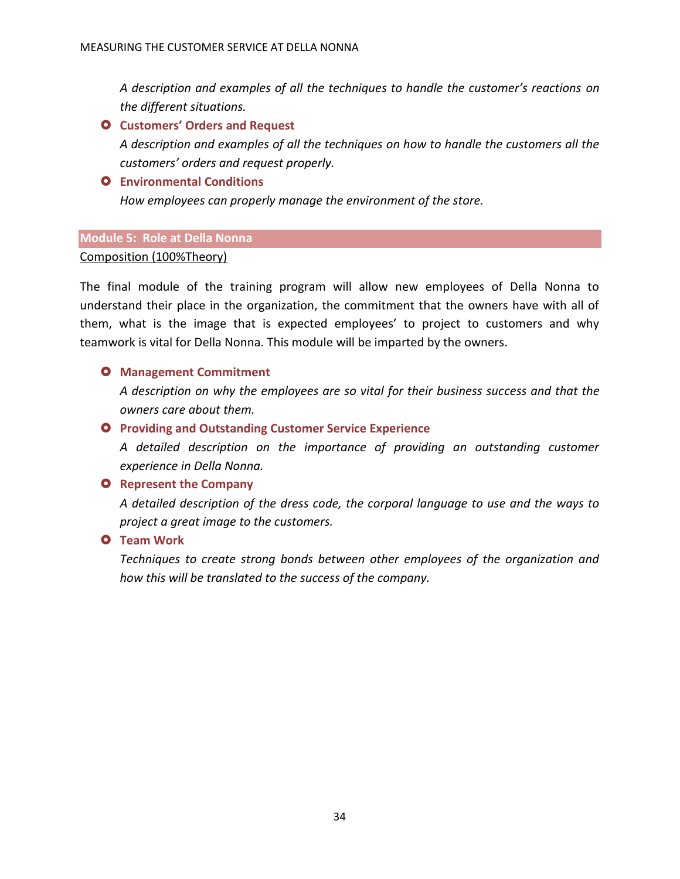*A description and examples of all the techniques to handle the customer's reactions on the different situations.*

- **Customers' Orders and Request**

  *A description and examples of all the techniques on how to handle the customers all the customers' orders and request properly.*

- **Environmental Conditions**

  *How employees can properly manage the environment of the store.*

## Module 5: Role at Della Nonna

Composition (100%Theory)

The final module of the training program will allow new employees of Della Nonna to understand their place in the organization, the commitment that the owners have with all of them, what is the image that is expected employees' to project to customers and why teamwork is vital for Della Nonna. This module will be imparted by the owners.

- **Management Commitment**

  *A description on why the employees are so vital for their business success and that the owners care about them.*

- **Providing and Outstanding Customer Service Experience**

  *A detailed description on the importance of providing an outstanding customer experience in Della Nonna.*

- **Represent the Company**

  *A detailed description of the dress code, the corporal language to use and the ways to project a great image to the customers.*

- **Team Work**

  *Techniques to create strong bonds between other employees of the organization and how this will be translated to the success of the company.*